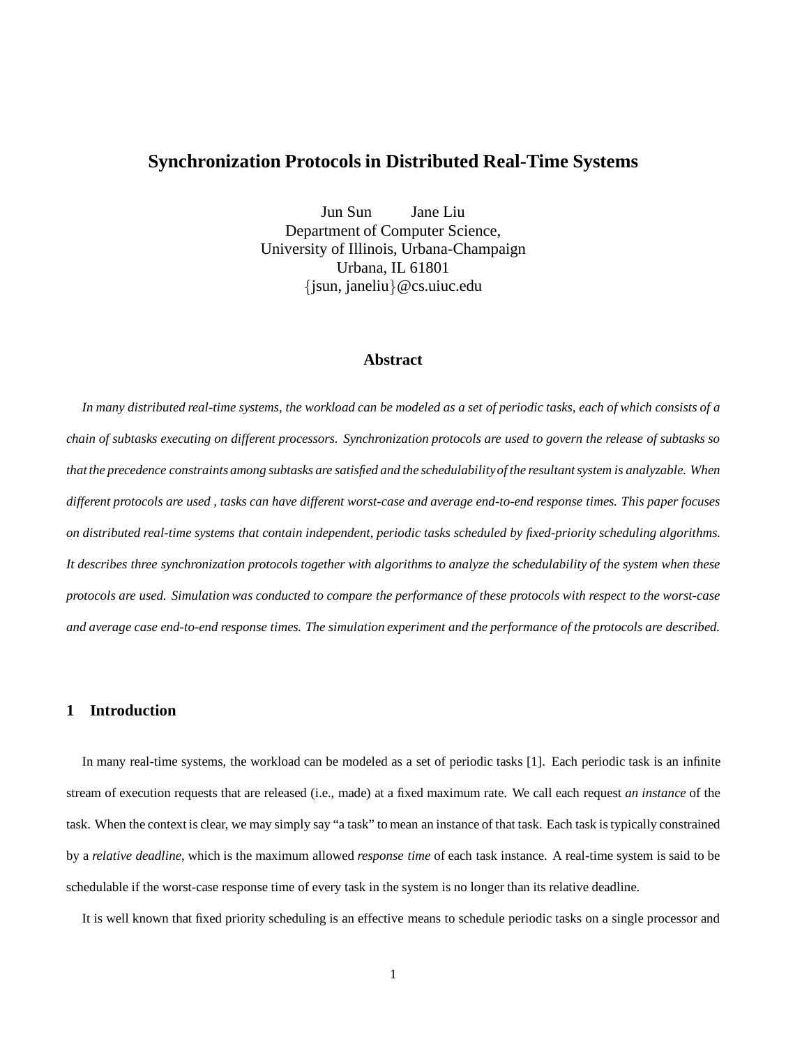# Synchronization Protocols in Distributed Real-Time Systems

Jun Sun    Jane Liu
Department of Computer Science,
University of Illinois, Urbana-Champaign
Urbana, IL 61801
{jsun, janeliu}@cs.uiuc.edu

## Abstract

*In many distributed real-time systems, the workload can be modeled as a set of periodic tasks, each of which consists of a chain of subtasks executing on different processors. Synchronization protocols are used to govern the release of subtasks so that the precedence constraints among subtasks are satisfied and the schedulability of the resultant system is analyzable. When different protocols are used , tasks can have different worst-case and average end-to-end response times. This paper focuses on distributed real-time systems that contain independent, periodic tasks scheduled by fixed-priority scheduling algorithms. It describes three synchronization protocols together with algorithms to analyze the schedulability of the system when these protocols are used. Simulation was conducted to compare the performance of these protocols with respect to the worst-case and average case end-to-end response times. The simulation experiment and the performance of the protocols are described.*

## 1 Introduction

In many real-time systems, the workload can be modeled as a set of periodic tasks [1]. Each periodic task is an infinite stream of execution requests that are released (i.e., made) at a fixed maximum rate. We call each request *an instance* of the task. When the context is clear, we may simply say "a task" to mean an instance of that task. Each task is typically constrained by a *relative deadline*, which is the maximum allowed *response time* of each task instance. A real-time system is said to be schedulable if the worst-case response time of every task in the system is no longer than its relative deadline.

It is well known that fixed priority scheduling is an effective means to schedule periodic tasks on a single processor and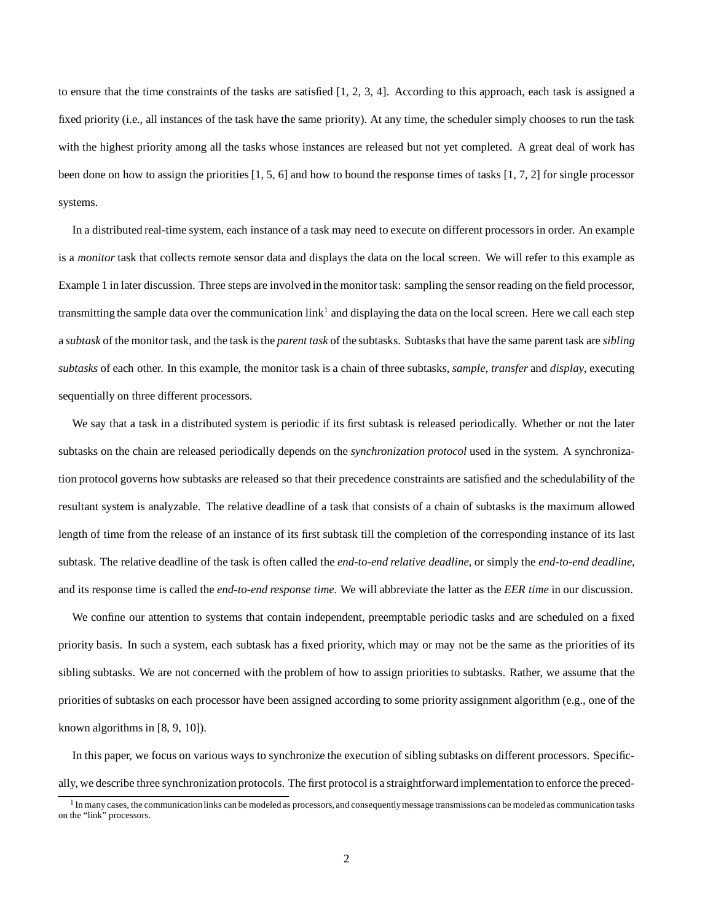to ensure that the time constraints of the tasks are satisfied [1, 2, 3, 4]. According to this approach, each task is assigned a fixed priority (i.e., all instances of the task have the same priority). At any time, the scheduler simply chooses to run the task with the highest priority among all the tasks whose instances are released but not yet completed. A great deal of work has been done on how to assign the priorities [1, 5, 6] and how to bound the response times of tasks [1, 7, 2] for single processor systems.

In a distributed real-time system, each instance of a task may need to execute on different processors in order. An example is a *monitor* task that collects remote sensor data and displays the data on the local screen. We will refer to this example as Example 1 in later discussion. Three steps are involved in the monitor task: sampling the sensor reading on the field processor, transmitting the sample data over the communication link[1] and displaying the data on the local screen. Here we call each step a *subtask* of the monitor task, and the task is the *parent task* of the subtasks. Subtasks that have the same parent task are *sibling subtasks* of each other. In this example, the monitor task is a chain of three subtasks, *sample*, *transfer* and *display*, executing sequentially on three different processors.

We say that a task in a distributed system is periodic if its first subtask is released periodically. Whether or not the later subtasks on the chain are released periodically depends on the *synchronization protocol* used in the system. A synchronization protocol governs how subtasks are released so that their precedence constraints are satisfied and the schedulability of the resultant system is analyzable. The relative deadline of a task that consists of a chain of subtasks is the maximum allowed length of time from the release of an instance of its first subtask till the completion of the corresponding instance of its last subtask. The relative deadline of the task is often called the *end-to-end relative deadline*, or simply the *end-to-end deadline*, and its response time is called the *end-to-end response time*. We will abbreviate the latter as the *EER time* in our discussion.

We confine our attention to systems that contain independent, preemptable periodic tasks and are scheduled on a fixed priority basis. In such a system, each subtask has a fixed priority, which may or may not be the same as the priorities of its sibling subtasks. We are not concerned with the problem of how to assign priorities to subtasks. Rather, we assume that the priorities of subtasks on each processor have been assigned according to some priority assignment algorithm (e.g., one of the known algorithms in [8, 9, 10]).

In this paper, we focus on various ways to synchronize the execution of sibling subtasks on different processors. Specifically, we describe three synchronization protocols. The first protocol is a straightforward implementation to enforce the preced-

[1] In many cases, the communication links can be modeled as processors, and consequently message transmissions can be modeled as communication tasks on the "link" processors.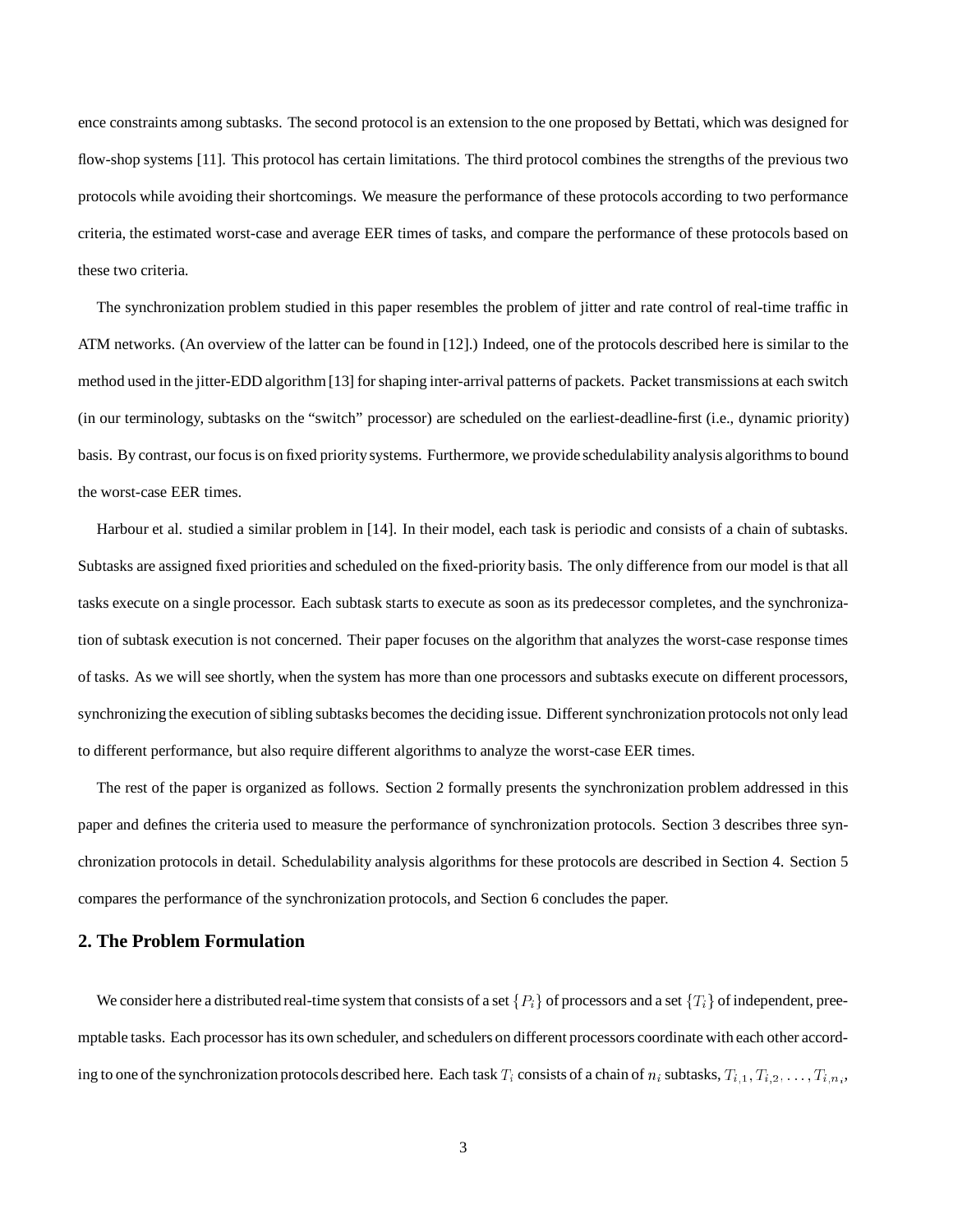ence constraints among subtasks. The second protocol is an extension to the one proposed by Bettati, which was designed for flow-shop systems [11]. This protocol has certain limitations. The third protocol combines the strengths of the previous two protocols while avoiding their shortcomings. We measure the performance of these protocols according to two performance criteria, the estimated worst-case and average EER times of tasks, and compare the performance of these protocols based on these two criteria.

The synchronization problem studied in this paper resembles the problem of jitter and rate control of real-time traffic in ATM networks. (An overview of the latter can be found in [12].) Indeed, one of the protocols described here is similar to the method used in the jitter-EDD algorithm [13] for shaping inter-arrival patterns of packets. Packet transmissions at each switch (in our terminology, subtasks on the "switch" processor) are scheduled on the earliest-deadline-first (i.e., dynamic priority) basis. By contrast, our focus is on fixed priority systems. Furthermore, we provide schedulability analysis algorithms to bound the worst-case EER times.

Harbour et al. studied a similar problem in [14]. In their model, each task is periodic and consists of a chain of subtasks. Subtasks are assigned fixed priorities and scheduled on the fixed-priority basis. The only difference from our model is that all tasks execute on a single processor. Each subtask starts to execute as soon as its predecessor completes, and the synchronization of subtask execution is not concerned. Their paper focuses on the algorithm that analyzes the worst-case response times of tasks. As we will see shortly, when the system has more than one processors and subtasks execute on different processors, synchronizing the execution of sibling subtasks becomes the deciding issue. Different synchronization protocols not only lead to different performance, but also require different algorithms to analyze the worst-case EER times.

The rest of the paper is organized as follows. Section 2 formally presents the synchronization problem addressed in this paper and defines the criteria used to measure the performance of synchronization protocols. Section 3 describes three synchronization protocols in detail. Schedulability analysis algorithms for these protocols are described in Section 4. Section 5 compares the performance of the synchronization protocols, and Section 6 concludes the paper.

## 2. The Problem Formulation

We consider here a distributed real-time system that consists of a set $\{P_i\}$ of processors and a set $\{T_i\}$ of independent, preemptable tasks. Each processor has its own scheduler, and schedulers on different processors coordinate with each other according to one of the synchronization protocols described here. Each task $T_i$ consists of a chain of $n_i$ subtasks, $T_{i,1}, T_{i,2}, \ldots, T_{i,n_i}$,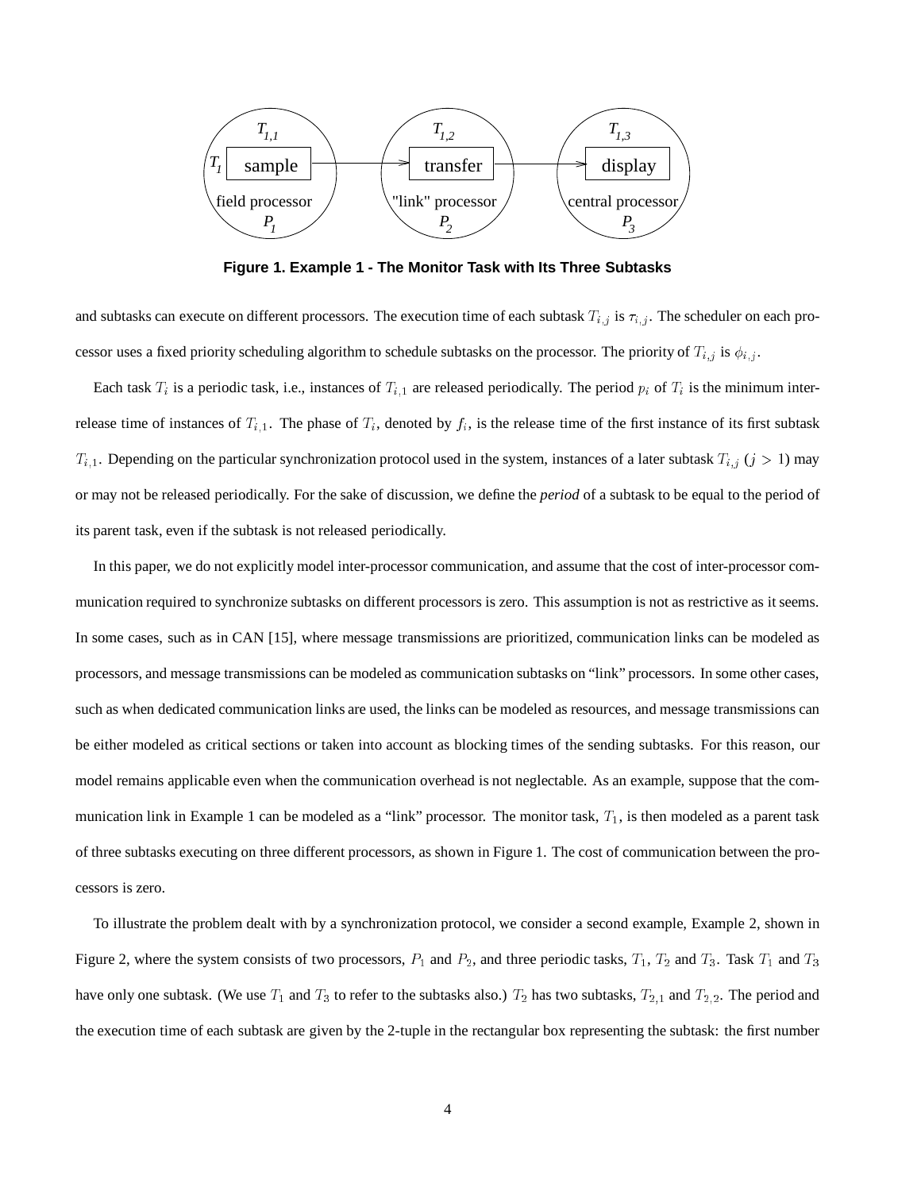$T_{1,1}$ $T_{1,2}$ $T_{1,3}$

$T_1$ sample → transfer → display

field processor $P_1$

"link" processor $P_2$

central processor $P_3$

**Figure 1. Example 1 - The Monitor Task with Its Three Subtasks**

and subtasks can execute on different processors. The execution time of each subtask $T_{i,j}$ is $\tau_{i,j}$. The scheduler on each processor uses a fixed priority scheduling algorithm to schedule subtasks on the processor. The priority of $T_{i,j}$ is $\phi_{i,j}$.

Each task $T_i$ is a periodic task, i.e., instances of $T_{i,1}$ are released periodically. The period $p_i$ of $T_i$ is the minimum inter-release time of instances of $T_{i,1}$. The phase of $T_i$, denoted by $f_i$, is the release time of the first instance of its first subtask $T_{i,1}$. Depending on the particular synchronization protocol used in the system, instances of a later subtask $T_{i,j}$ ($j > 1$) may or may not be released periodically. For the sake of discussion, we define the *period* of a subtask to be equal to the period of its parent task, even if the subtask is not released periodically.

In this paper, we do not explicitly model inter-processor communication, and assume that the cost of inter-processor communication required to synchronize subtasks on different processors is zero. This assumption is not as restrictive as it seems. In some cases, such as in CAN [15], where message transmissions are prioritized, communication links can be modeled as processors, and message transmissions can be modeled as communication subtasks on "link" processors. In some other cases, such as when dedicated communication links are used, the links can be modeled as resources, and message transmissions can be either modeled as critical sections or taken into account as blocking times of the sending subtasks. For this reason, our model remains applicable even when the communication overhead is not neglectable. As an example, suppose that the communication link in Example 1 can be modeled as a "link" processor. The monitor task, $T_1$, is then modeled as a parent task of three subtasks executing on three different processors, as shown in Figure 1. The cost of communication between the processors is zero.

To illustrate the problem dealt with by a synchronization protocol, we consider a second example, Example 2, shown in Figure 2, where the system consists of two processors, $P_1$ and $P_2$, and three periodic tasks, $T_1$, $T_2$ and $T_3$. Task $T_1$ and $T_3$ have only one subtask. (We use $T_1$ and $T_3$ to refer to the subtasks also.) $T_2$ has two subtasks, $T_{2,1}$ and $T_{2,2}$. The period and the execution time of each subtask are given by the 2-tuple in the rectangular box representing the subtask: the first number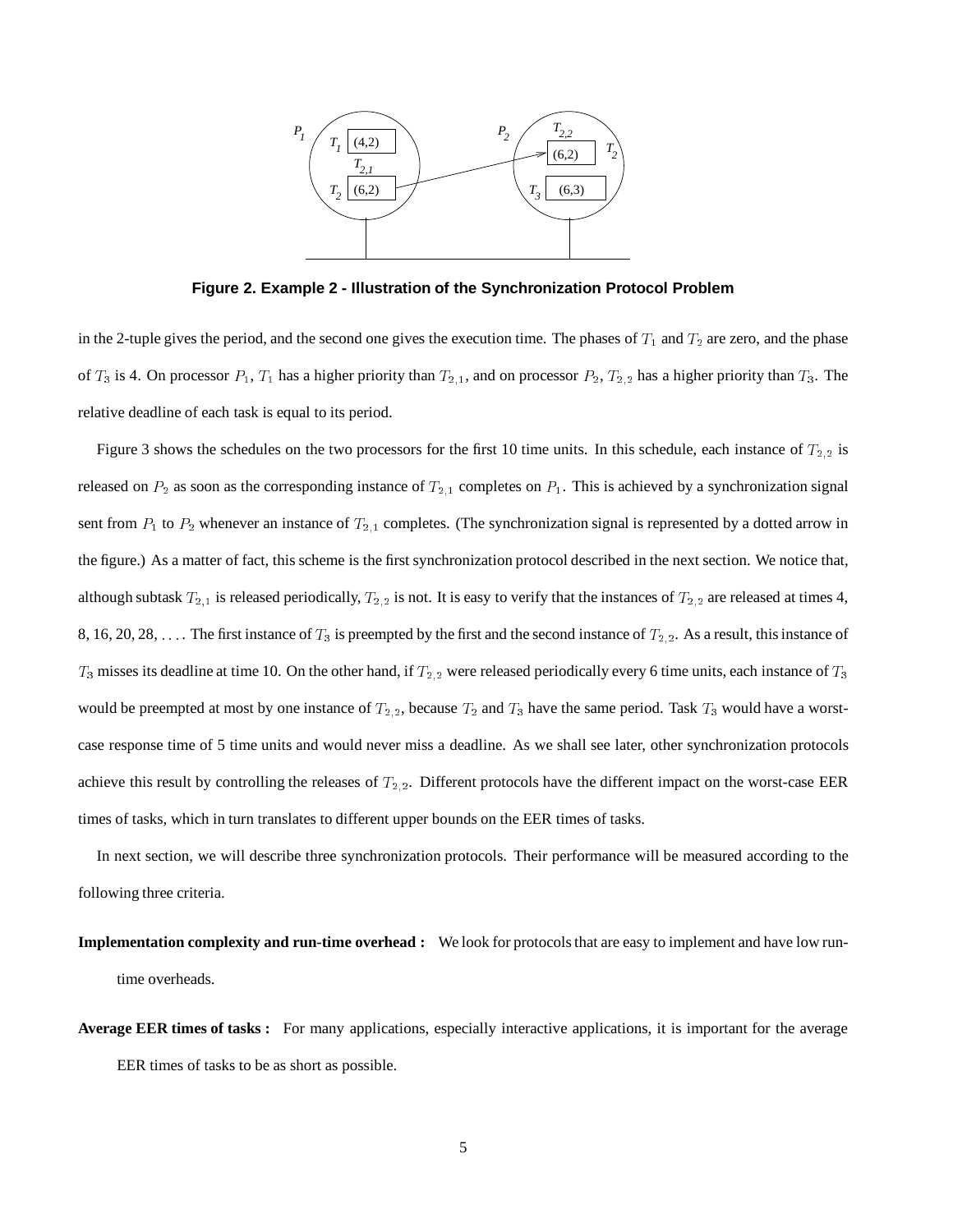P1

T1 (4,2)

T2,1

T2 (6,2)

P2

T2,2

(6,2) T2

T3 (6,3)

**Figure 2. Example 2 - Illustration of the Synchronization Protocol Problem**

in the 2-tuple gives the period, and the second one gives the execution time. The phases of $T_1$ and $T_2$ are zero, and the phase of $T_3$ is 4. On processor $P_1$, $T_1$ has a higher priority than $T_{2,1}$, and on processor $P_2$, $T_{2,2}$ has a higher priority than $T_3$. The relative deadline of each task is equal to its period.

Figure 3 shows the schedules on the two processors for the first 10 time units. In this schedule, each instance of $T_{2,2}$ is released on $P_2$ as soon as the corresponding instance of $T_{2,1}$ completes on $P_1$. This is achieved by a synchronization signal sent from $P_1$ to $P_2$ whenever an instance of $T_{2,1}$ completes. (The synchronization signal is represented by a dotted arrow in the figure.) As a matter of fact, this scheme is the first synchronization protocol described in the next section. We notice that, although subtask $T_{2,1}$ is released periodically, $T_{2,2}$ is not. It is easy to verify that the instances of $T_{2,2}$ are released at times 4, 8, 16, 20, 28, .... The first instance of $T_3$ is preempted by the first and the second instance of $T_{2,2}$. As a result, this instance of $T_3$ misses its deadline at time 10. On the other hand, if $T_{2,2}$ were released periodically every 6 time units, each instance of $T_3$ would be preempted at most by one instance of $T_{2,2}$, because $T_2$ and $T_3$ have the same period. Task $T_3$ would have a worst-case response time of 5 time units and would never miss a deadline. As we shall see later, other synchronization protocols achieve this result by controlling the releases of $T_{2,2}$. Different protocols have the different impact on the worst-case EER times of tasks, which in turn translates to different upper bounds on the EER times of tasks.

In next section, we will describe three synchronization protocols. Their performance will be measured according to the following three criteria.

**Implementation complexity and run-time overhead :** We look for protocols that are easy to implement and have low run-time overheads.

**Average EER times of tasks :** For many applications, especially interactive applications, it is important for the average EER times of tasks to be as short as possible.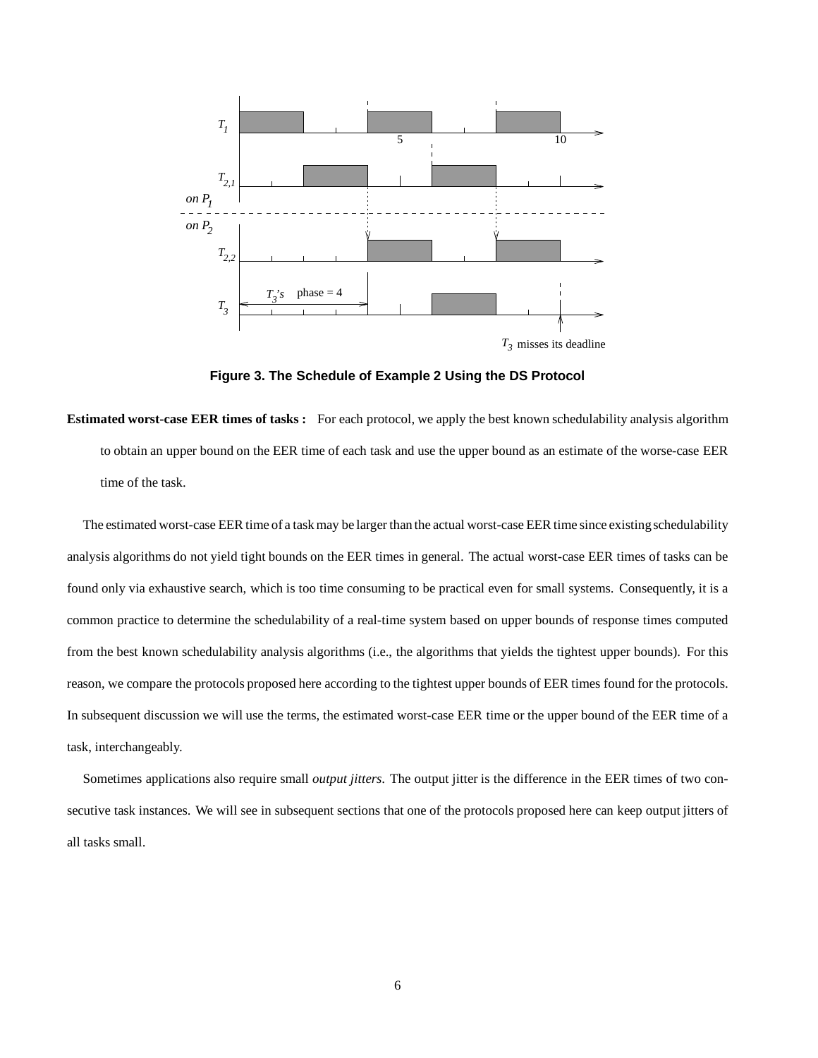Figure 3. The Schedule of Example 2 Using the DS Protocol

**Estimated worst-case EER times of tasks :** For each protocol, we apply the best known schedulability analysis algorithm to obtain an upper bound on the EER time of each task and use the upper bound as an estimate of the worse-case EER time of the task.

The estimated worst-case EER time of a task may be larger than the actual worst-case EER time since existing schedulability analysis algorithms do not yield tight bounds on the EER times in general. The actual worst-case EER times of tasks can be found only via exhaustive search, which is too time consuming to be practical even for small systems. Consequently, it is a common practice to determine the schedulability of a real-time system based on upper bounds of response times computed from the best known schedulability analysis algorithms (i.e., the algorithms that yields the tightest upper bounds). For this reason, we compare the protocols proposed here according to the tightest upper bounds of EER times found for the protocols. In subsequent discussion we will use the terms, the estimated worst-case EER time or the upper bound of the EER time of a task, interchangeably.

Sometimes applications also require small *output jitters*. The output jitter is the difference in the EER times of two consecutive task instances. We will see in subsequent sections that one of the protocols proposed here can keep output jitters of all tasks small.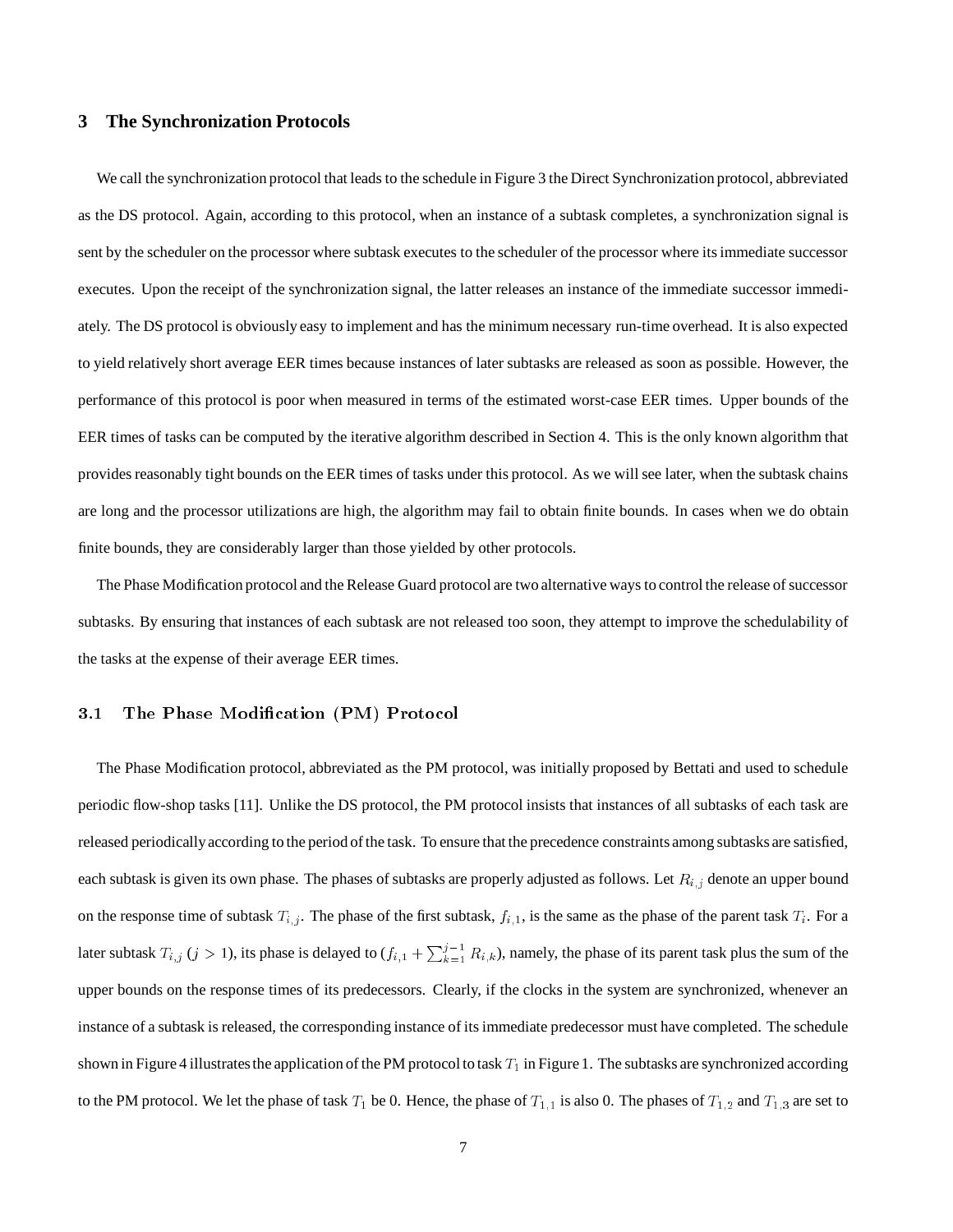## 3 The Synchronization Protocols

We call the synchronization protocol that leads to the schedule in Figure 3 the Direct Synchronization protocol, abbreviated as the DS protocol. Again, according to this protocol, when an instance of a subtask completes, a synchronization signal is sent by the scheduler on the processor where subtask executes to the scheduler of the processor where its immediate successor executes. Upon the receipt of the synchronization signal, the latter releases an instance of the immediate successor immediately. The DS protocol is obviously easy to implement and has the minimum necessary run-time overhead. It is also expected to yield relatively short average EER times because instances of later subtasks are released as soon as possible. However, the performance of this protocol is poor when measured in terms of the estimated worst-case EER times. Upper bounds of the EER times of tasks can be computed by the iterative algorithm described in Section 4. This is the only known algorithm that provides reasonably tight bounds on the EER times of tasks under this protocol. As we will see later, when the subtask chains are long and the processor utilizations are high, the algorithm may fail to obtain finite bounds. In cases when we do obtain finite bounds, they are considerably larger than those yielded by other protocols.

The Phase Modification protocol and the Release Guard protocol are two alternative ways to control the release of successor subtasks. By ensuring that instances of each subtask are not released too soon, they attempt to improve the schedulability of the tasks at the expense of their average EER times.

### 3.1 The Phase Modification (PM) Protocol

The Phase Modification protocol, abbreviated as the PM protocol, was initially proposed by Bettati and used to schedule periodic flow-shop tasks [11]. Unlike the DS protocol, the PM protocol insists that instances of all subtasks of each task are released periodically according to the period of the task. To ensure that the precedence constraints among subtasks are satisfied, each subtask is given its own phase. The phases of subtasks are properly adjusted as follows. Let $R_{i,j}$ denote an upper bound on the response time of subtask $T_{i,j}$. The phase of the first subtask, $f_{i,1}$, is the same as the phase of the parent task $T_i$. For a later subtask $T_{i,j}$ ($j > 1$), its phase is delayed to ($f_{i,1} + \sum_{k=1}^{j-1} R_{i,k}$), namely, the phase of its parent task plus the sum of the upper bounds on the response times of its predecessors. Clearly, if the clocks in the system are synchronized, whenever an instance of a subtask is released, the corresponding instance of its immediate predecessor must have completed. The schedule shown in Figure 4 illustrates the application of the PM protocol to task $T_1$ in Figure 1. The subtasks are synchronized according to the PM protocol. We let the phase of task $T_1$ be 0. Hence, the phase of $T_{1,1}$ is also 0. The phases of $T_{1,2}$ and $T_{1,3}$ are set to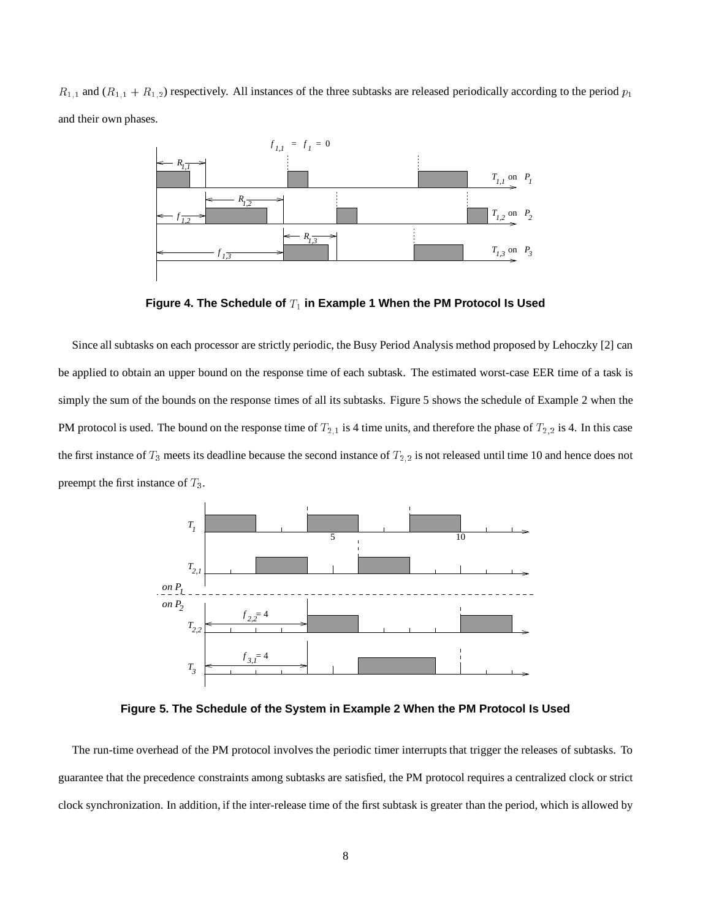$R_{1,1}$ and ($R_{1,1} + R_{1,2}$) respectively. All instances of the three subtasks are released periodically according to the period $p_1$ and their own phases.

$f_{1,1} = f_1 = 0$

$R_{1,1}$

$T_{1,1}$ on $P_1$

$R_{1,2}$

$f_{1,2}$

$T_{1,2}$ on $P_2$

$R_{1,3}$

$f_{1,3}$

$T_{1,3}$ on $P_3$

**Figure 4. The Schedule of $T_1$ in Example 1 When the PM Protocol Is Used**

Since all subtasks on each processor are strictly periodic, the Busy Period Analysis method proposed by Lehoczky [2] can be applied to obtain an upper bound on the response time of each subtask. The estimated worst-case EER time of a task is simply the sum of the bounds on the response times of all its subtasks. Figure 5 shows the schedule of Example 2 when the PM protocol is used. The bound on the response time of $T_{2,1}$ is 4 time units, and therefore the phase of $T_{2,2}$ is 4. In this case the first instance of $T_3$ meets its deadline because the second instance of $T_{2,2}$ is not released until time 10 and hence does not preempt the first instance of $T_3$.

$T_1$

5

10

$T_{2,1}$

on $P_1$

on $P_2$

$f_{2,2} = 4$

$T_{2,2}$

$f_{3,1} = 4$

$T_3$

**Figure 5. The Schedule of the System in Example 2 When the PM Protocol Is Used**

The run-time overhead of the PM protocol involves the periodic timer interrupts that trigger the releases of subtasks. To guarantee that the precedence constraints among subtasks are satisfied, the PM protocol requires a centralized clock or strict clock synchronization. In addition, if the inter-release time of the first subtask is greater than the period, which is allowed by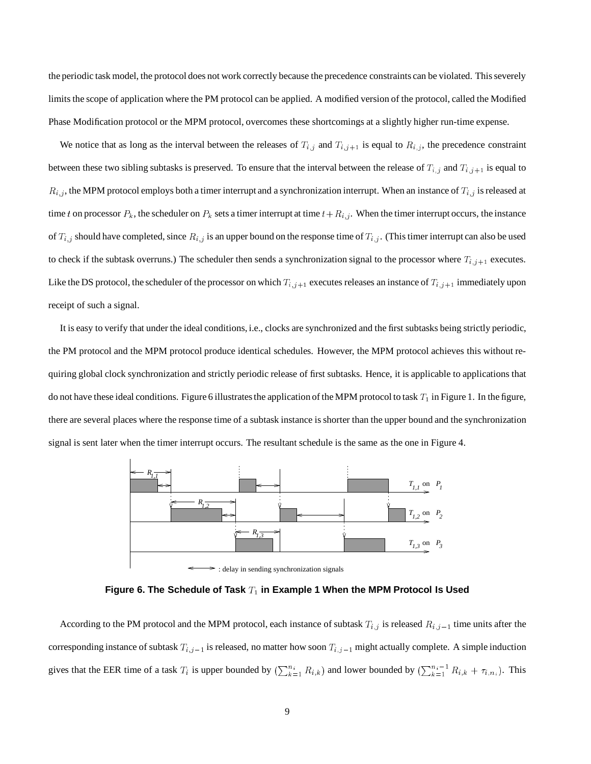the periodic task model, the protocol does not work correctly because the precedence constraints can be violated. This severely limits the scope of application where the PM protocol can be applied. A modified version of the protocol, called the Modified Phase Modification protocol or the MPM protocol, overcomes these shortcomings at a slightly higher run-time expense.

We notice that as long as the interval between the releases of $T_{i,j}$ and $T_{i,j+1}$ is equal to $R_{i,j}$, the precedence constraint between these two sibling subtasks is preserved. To ensure that the interval between the release of $T_{i,j}$ and $T_{i,j+1}$ is equal to $R_{i,j}$, the MPM protocol employs both a timer interrupt and a synchronization interrupt. When an instance of $T_{i,j}$ is released at time $t$ on processor $P_k$, the scheduler on $P_k$ sets a timer interrupt at time $t + R_{i,j}$. When the timer interrupt occurs, the instance of $T_{i,j}$ should have completed, since $R_{i,j}$ is an upper bound on the response time of $T_{i,j}$. (This timer interrupt can also be used to check if the subtask overruns.) The scheduler then sends a synchronization signal to the processor where $T_{i,j+1}$ executes. Like the DS protocol, the scheduler of the processor on which $T_{i,j+1}$ executes releases an instance of $T_{i,j+1}$ immediately upon receipt of such a signal.

It is easy to verify that under the ideal conditions, i.e., clocks are synchronized and the first subtasks being strictly periodic, the PM protocol and the MPM protocol produce identical schedules. However, the MPM protocol achieves this without requiring global clock synchronization and strictly periodic release of first subtasks. Hence, it is applicable to applications that do not have these ideal conditions. Figure 6 illustrates the application of the MPM protocol to task $T_1$ in Figure 1. In the figure, there are several places where the response time of a subtask instance is shorter than the upper bound and the synchronization signal is sent later when the timer interrupt occurs. The resultant schedule is the same as the one in Figure 4.

$R_{1,1}$
$R_{1,2}$
$R_{1,3}$
$T_{1,1}$ on $P_1$
$T_{1,2}$ on $P_2$
$T_{1,3}$ on $P_3$
: delay in sending synchronization signals

**Figure 6. The Schedule of Task $T_1$ in Example 1 When the MPM Protocol Is Used**

According to the PM protocol and the MPM protocol, each instance of subtask $T_{i,j}$ is released $R_{i,j-1}$ time units after the corresponding instance of subtask $T_{i,j-1}$ is released, no matter how soon $T_{i,j-1}$ might actually complete. A simple induction gives that the EER time of a task $T_i$ is upper bounded by $(\sum_{k=1}^{n_i} R_{i,k})$ and lower bounded by $(\sum_{k=1}^{n_i-1} R_{i,k} + \tau_{i,n_i})$. This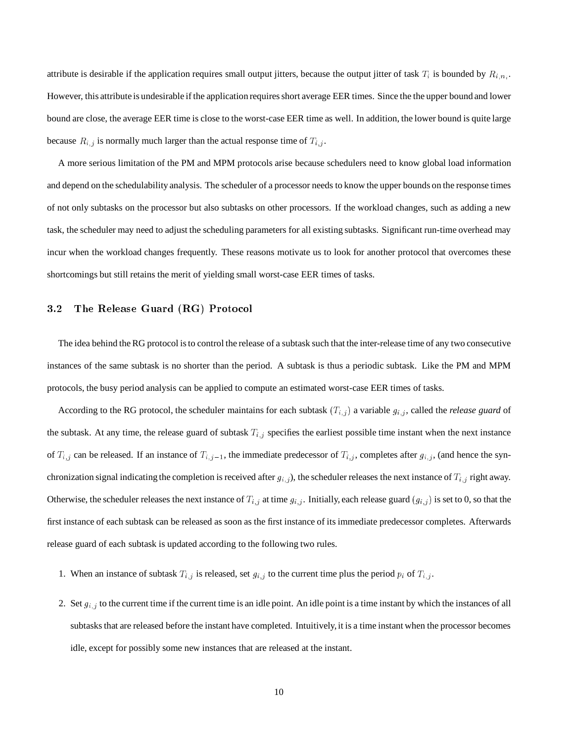attribute is desirable if the application requires small output jitters, because the output jitter of task $T_i$ is bounded by $R_{i,n_i}$. However, this attribute is undesirable if the application requires short average EER times. Since the the upper bound and lower bound are close, the average EER time is close to the worst-case EER time as well. In addition, the lower bound is quite large because $R_{i,j}$ is normally much larger than the actual response time of $T_{i,j}$.

A more serious limitation of the PM and MPM protocols arise because schedulers need to know global load information and depend on the schedulability analysis. The scheduler of a processor needs to know the upper bounds on the response times of not only subtasks on the processor but also subtasks on other processors. If the workload changes, such as adding a new task, the scheduler may need to adjust the scheduling parameters for all existing subtasks. Significant run-time overhead may incur when the workload changes frequently. These reasons motivate us to look for another protocol that overcomes these shortcomings but still retains the merit of yielding small worst-case EER times of tasks.

## 3.2 The Release Guard (RG) Protocol

The idea behind the RG protocol is to control the release of a subtask such that the inter-release time of any two consecutive instances of the same subtask is no shorter than the period. A subtask is thus a periodic subtask. Like the PM and MPM protocols, the busy period analysis can be applied to compute an estimated worst-case EER times of tasks.

According to the RG protocol, the scheduler maintains for each subtask $(T_{i,j})$ a variable $g_{i,j}$, called the *release guard* of the subtask. At any time, the release guard of subtask $T_{i,j}$ specifies the earliest possible time instant when the next instance of $T_{i,j}$ can be released. If an instance of $T_{i,j-1}$, the immediate predecessor of $T_{i,j}$, completes after $g_{i,j}$, (and hence the synchronization signal indicating the completion is received after $g_{i,j}$), the scheduler releases the next instance of $T_{i,j}$ right away. Otherwise, the scheduler releases the next instance of $T_{i,j}$ at time $g_{i,j}$. Initially, each release guard $(g_{i,j})$ is set to 0, so that the first instance of each subtask can be released as soon as the first instance of its immediate predecessor completes. Afterwards release guard of each subtask is updated according to the following two rules.

1. When an instance of subtask $T_{i,j}$ is released, set $g_{i,j}$ to the current time plus the period $p_i$ of $T_{i,j}$.
2. Set $g_{i,j}$ to the current time if the current time is an idle point. An idle point is a time instant by which the instances of all subtasks that are released before the instant have completed. Intuitively, it is a time instant when the processor becomes idle, except for possibly some new instances that are released at the instant.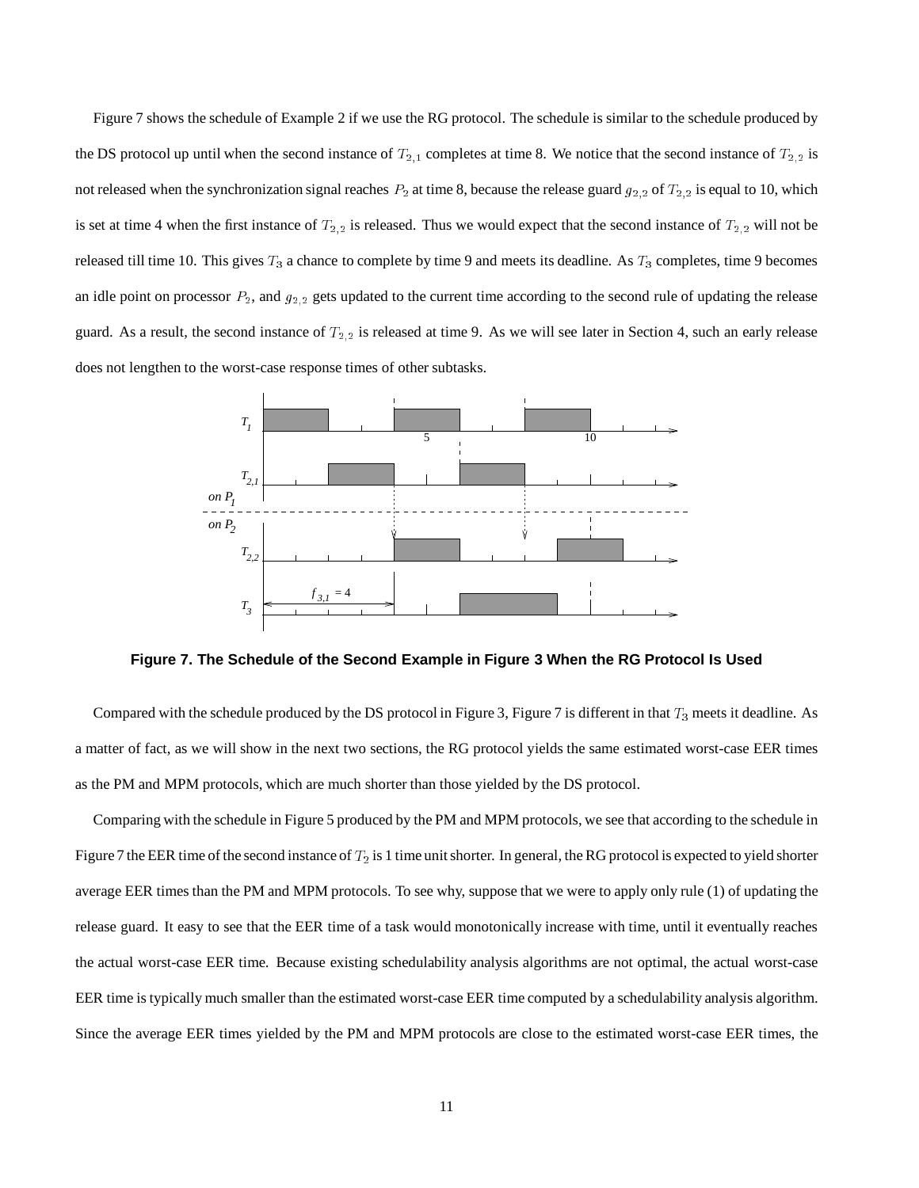Figure 7 shows the schedule of Example 2 if we use the RG protocol. The schedule is similar to the schedule produced by the DS protocol up until when the second instance of $T_{2,1}$ completes at time 8. We notice that the second instance of $T_{2,2}$ is not released when the synchronization signal reaches $P_2$ at time 8, because the release guard $g_{2,2}$ of $T_{2,2}$ is equal to 10, which is set at time 4 when the first instance of $T_{2,2}$ is released. Thus we would expect that the second instance of $T_{2,2}$ will not be released till time 10. This gives $T_3$ a chance to complete by time 9 and meets its deadline. As $T_3$ completes, time 9 becomes an idle point on processor $P_2$, and $g_{2,2}$ gets updated to the current time according to the second rule of updating the release guard. As a result, the second instance of $T_{2,2}$ is released at time 9. As we will see later in Section 4, such an early release does not lengthen to the worst-case response times of other subtasks.

$T_1$

5

10

$T_{2,1}$

on $P_1$

on $P_2$

$T_{2,2}$

$f_{3,1} = 4$

$T_3$

**Figure 7. The Schedule of the Second Example in Figure 3 When the RG Protocol Is Used**

Compared with the schedule produced by the DS protocol in Figure 3, Figure 7 is different in that $T_3$ meets it deadline. As a matter of fact, as we will show in the next two sections, the RG protocol yields the same estimated worst-case EER times as the PM and MPM protocols, which are much shorter than those yielded by the DS protocol.

Comparing with the schedule in Figure 5 produced by the PM and MPM protocols, we see that according to the schedule in Figure 7 the EER time of the second instance of $T_2$ is 1 time unit shorter. In general, the RG protocol is expected to yield shorter average EER times than the PM and MPM protocols. To see why, suppose that we were to apply only rule (1) of updating the release guard. It easy to see that the EER time of a task would monotonically increase with time, until it eventually reaches the actual worst-case EER time. Because existing schedulability analysis algorithms are not optimal, the actual worst-case EER time is typically much smaller than the estimated worst-case EER time computed by a schedulability analysis algorithm. Since the average EER times yielded by the PM and MPM protocols are close to the estimated worst-case EER times, the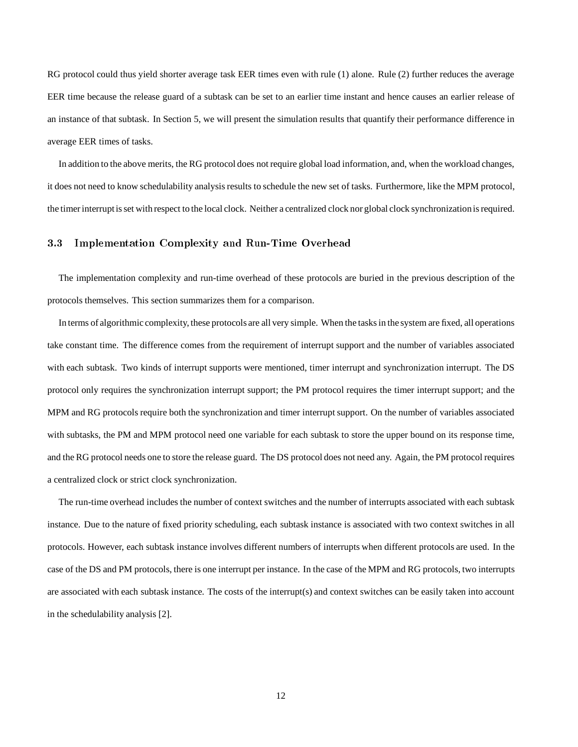RG protocol could thus yield shorter average task EER times even with rule (1) alone. Rule (2) further reduces the average EER time because the release guard of a subtask can be set to an earlier time instant and hence causes an earlier release of an instance of that subtask. In Section 5, we will present the simulation results that quantify their performance difference in average EER times of tasks.

In addition to the above merits, the RG protocol does not require global load information, and, when the workload changes, it does not need to know schedulability analysis results to schedule the new set of tasks. Furthermore, like the MPM protocol, the timer interrupt is set with respect to the local clock. Neither a centralized clock nor global clock synchronization is required.

### 3.3 Implementation Complexity and Run-Time Overhead

The implementation complexity and run-time overhead of these protocols are buried in the previous description of the protocols themselves. This section summarizes them for a comparison.

In terms of algorithmic complexity, these protocols are all very simple. When the tasks in the system are fixed, all operations take constant time. The difference comes from the requirement of interrupt support and the number of variables associated with each subtask. Two kinds of interrupt supports were mentioned, timer interrupt and synchronization interrupt. The DS protocol only requires the synchronization interrupt support; the PM protocol requires the timer interrupt support; and the MPM and RG protocols require both the synchronization and timer interrupt support. On the number of variables associated with subtasks, the PM and MPM protocol need one variable for each subtask to store the upper bound on its response time, and the RG protocol needs one to store the release guard. The DS protocol does not need any. Again, the PM protocol requires a centralized clock or strict clock synchronization.

The run-time overhead includes the number of context switches and the number of interrupts associated with each subtask instance. Due to the nature of fixed priority scheduling, each subtask instance is associated with two context switches in all protocols. However, each subtask instance involves different numbers of interrupts when different protocols are used. In the case of the DS and PM protocols, there is one interrupt per instance. In the case of the MPM and RG protocols, two interrupts are associated with each subtask instance. The costs of the interrupt(s) and context switches can be easily taken into account in the schedulability analysis [2].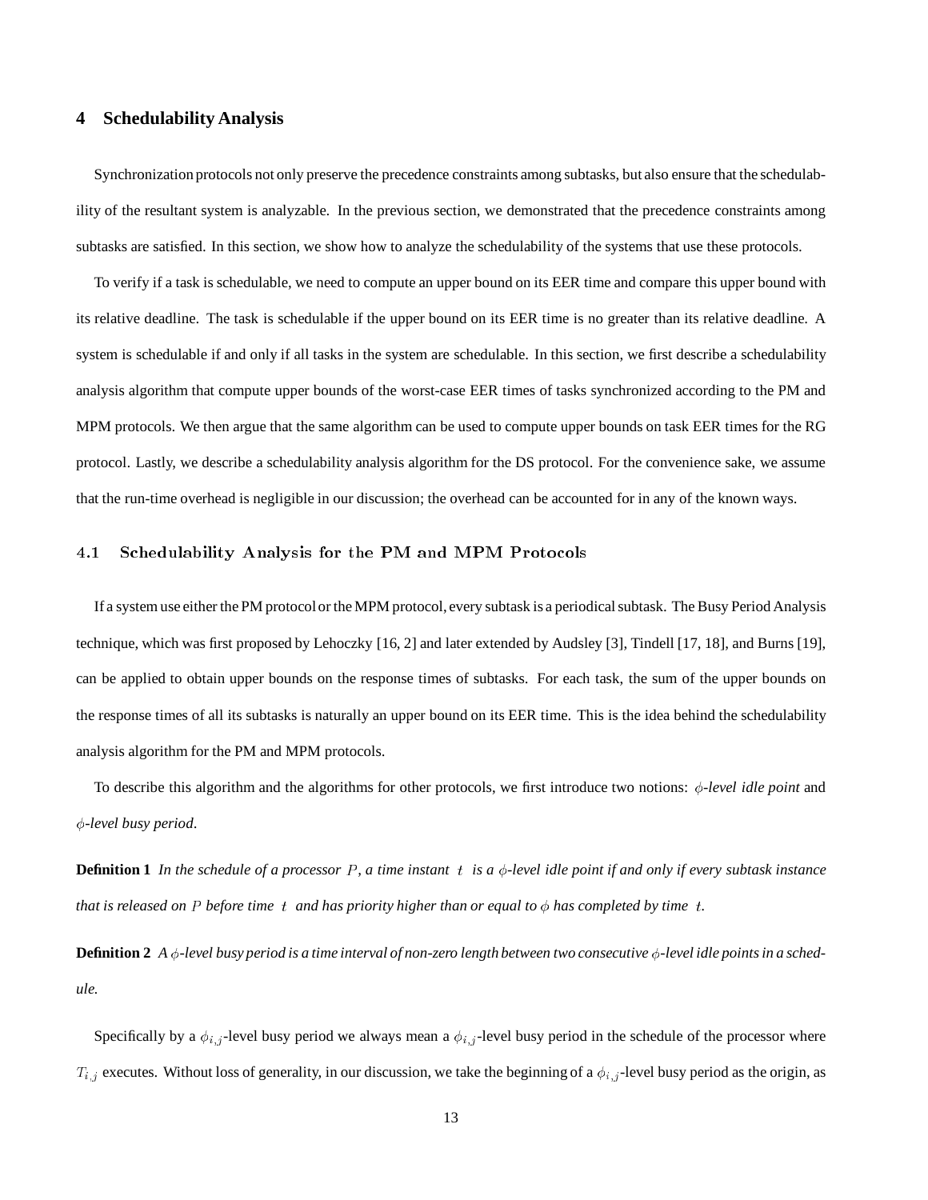# 4 Schedulability Analysis

Synchronization protocols not only preserve the precedence constraints among subtasks, but also ensure that the schedulability of the resultant system is analyzable. In the previous section, we demonstrated that the precedence constraints among subtasks are satisfied. In this section, we show how to analyze the schedulability of the systems that use these protocols.

To verify if a task is schedulable, we need to compute an upper bound on its EER time and compare this upper bound with its relative deadline. The task is schedulable if the upper bound on its EER time is no greater than its relative deadline. A system is schedulable if and only if all tasks in the system are schedulable. In this section, we first describe a schedulability analysis algorithm that compute upper bounds of the worst-case EER times of tasks synchronized according to the PM and MPM protocols. We then argue that the same algorithm can be used to compute upper bounds on task EER times for the RG protocol. Lastly, we describe a schedulability analysis algorithm for the DS protocol. For the convenience sake, we assume that the run-time overhead is negligible in our discussion; the overhead can be accounted for in any of the known ways.

## 4.1 Schedulability Analysis for the PM and MPM Protocols

If a system use either the PM protocol or the MPM protocol, every subtask is a periodical subtask. The Busy Period Analysis technique, which was first proposed by Lehoczky [16, 2] and later extended by Audsley [3], Tindell [17, 18], and Burns [19], can be applied to obtain upper bounds on the response times of subtasks. For each task, the sum of the upper bounds on the response times of all its subtasks is naturally an upper bound on its EER time. This is the idea behind the schedulability analysis algorithm for the PM and MPM protocols.

To describe this algorithm and the algorithms for other protocols, we first introduce two notions: *$\phi$-level idle point* and *$\phi$-level busy period*.

**Definition 1** *In the schedule of a processor $P$, a time instant $t$ is a $\phi$-level idle point if and only if every subtask instance that is released on $P$ before time $t$ and has priority higher than or equal to $\phi$ has completed by time $t$.*

**Definition 2** *A $\phi$-level busy period is a time interval of non-zero length between two consecutive $\phi$-level idle points in a schedule.*

Specifically by a $\phi_{i,j}$-level busy period we always mean a $\phi_{i,j}$-level busy period in the schedule of the processor where $T_{i,j}$ executes. Without loss of generality, in our discussion, we take the beginning of a $\phi_{i,j}$-level busy period as the origin, as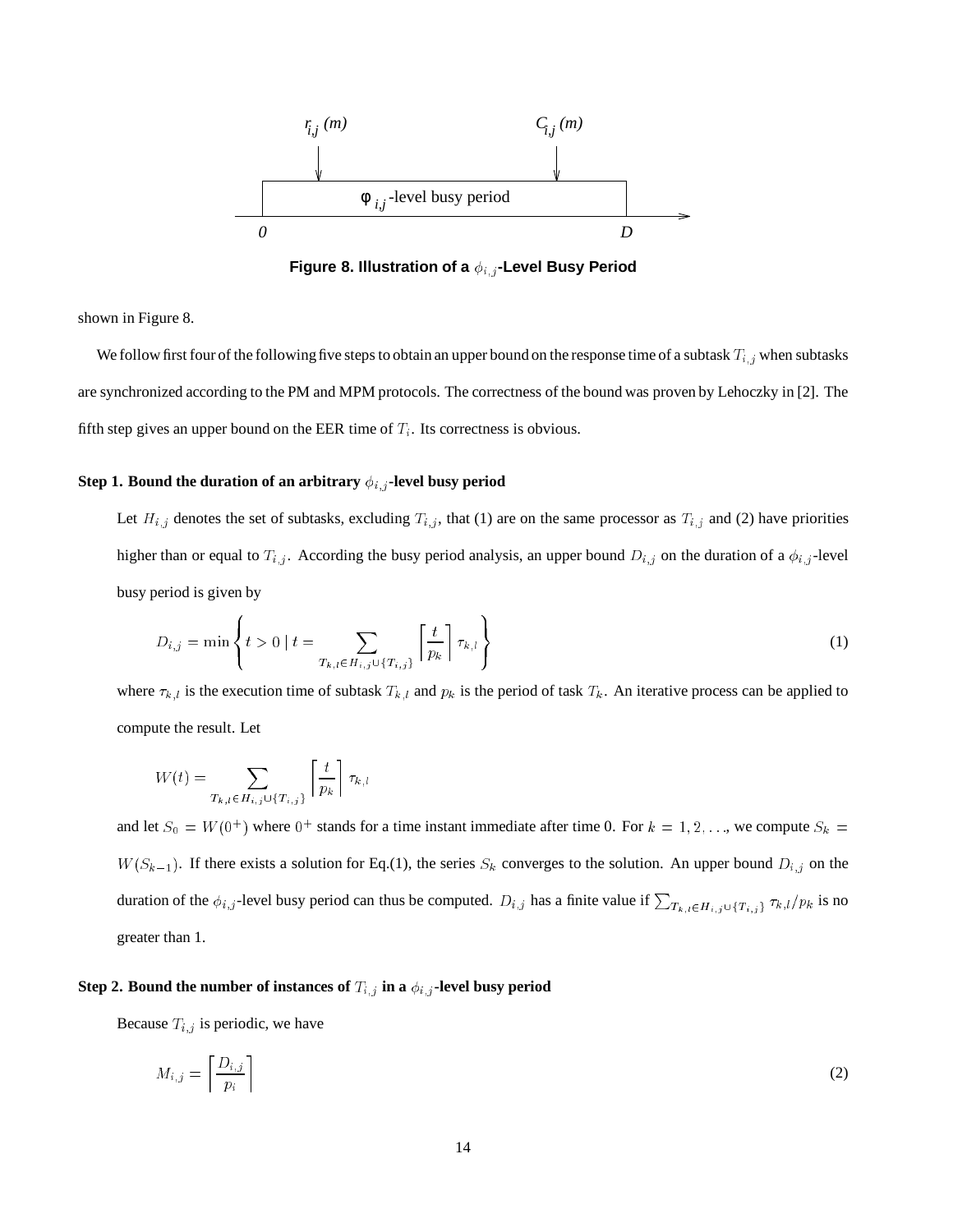$r_{i,j}$ (m)

$C_{i,j}$ (m)

$\phi_{i,j}$-level busy period

0

D

**Figure 8. Illustration of a $\phi_{i,j}$-Level Busy Period**

shown in Figure 8.

We follow first four of the following five steps to obtain an upper bound on the response time of a subtask $T_{i,j}$ when subtasks are synchronized according to the PM and MPM protocols. The correctness of the bound was proven by Lehoczky in [2]. The fifth step gives an upper bound on the EER time of $T_i$. Its correctness is obvious.

### Step 1. Bound the duration of an arbitrary $\phi_{i,j}$-level busy period

Let $H_{i,j}$ denotes the set of subtasks, excluding $T_{i,j}$, that (1) are on the same processor as $T_{i,j}$ and (2) have priorities higher than or equal to $T_{i,j}$. According the busy period analysis, an upper bound $D_{i,j}$ on the duration of a $\phi_{i,j}$-level busy period is given by

$$D_{i,j} = \min \left\{ t > 0 \mid t = \sum_{T_{k,l} \in H_{i,j} \cup \{T_{i,j}\}} \left\lceil \frac{t}{p_k} \right\rceil \tau_{k,l} \right\} \tag{1}$$

where $\tau_{k,l}$ is the execution time of subtask $T_{k,l}$ and $p_k$ is the period of task $T_k$. An iterative process can be applied to compute the result. Let

$$W(t) = \sum_{T_{k,l} \in H_{i,j} \cup \{T_{i,j}\}} \left\lceil \frac{t}{p_k} \right\rceil \tau_{k,l}$$

and let $S_0 = W(0^+)$ where $0^+$ stands for a time instant immediate after time 0. For $k = 1, 2, \ldots$, we compute $S_k = W(S_{k-1})$. If there exists a solution for Eq.(1), the series $S_k$ converges to the solution. An upper bound $D_{i,j}$ on the duration of the $\phi_{i,j}$-level busy period can thus be computed. $D_{i,j}$ has a finite value if $\sum_{T_{k,l} \in H_{i,j} \cup \{T_{i,j}\}} \tau_{k,l}/p_k$ is no greater than 1.

### Step 2. Bound the number of instances of $T_{i,j}$ in a $\phi_{i,j}$-level busy period

Because $T_{i,j}$ is periodic, we have

$$M_{i,j} = \left\lceil \frac{D_{i,j}}{p_i} \right\rceil \tag{2}$$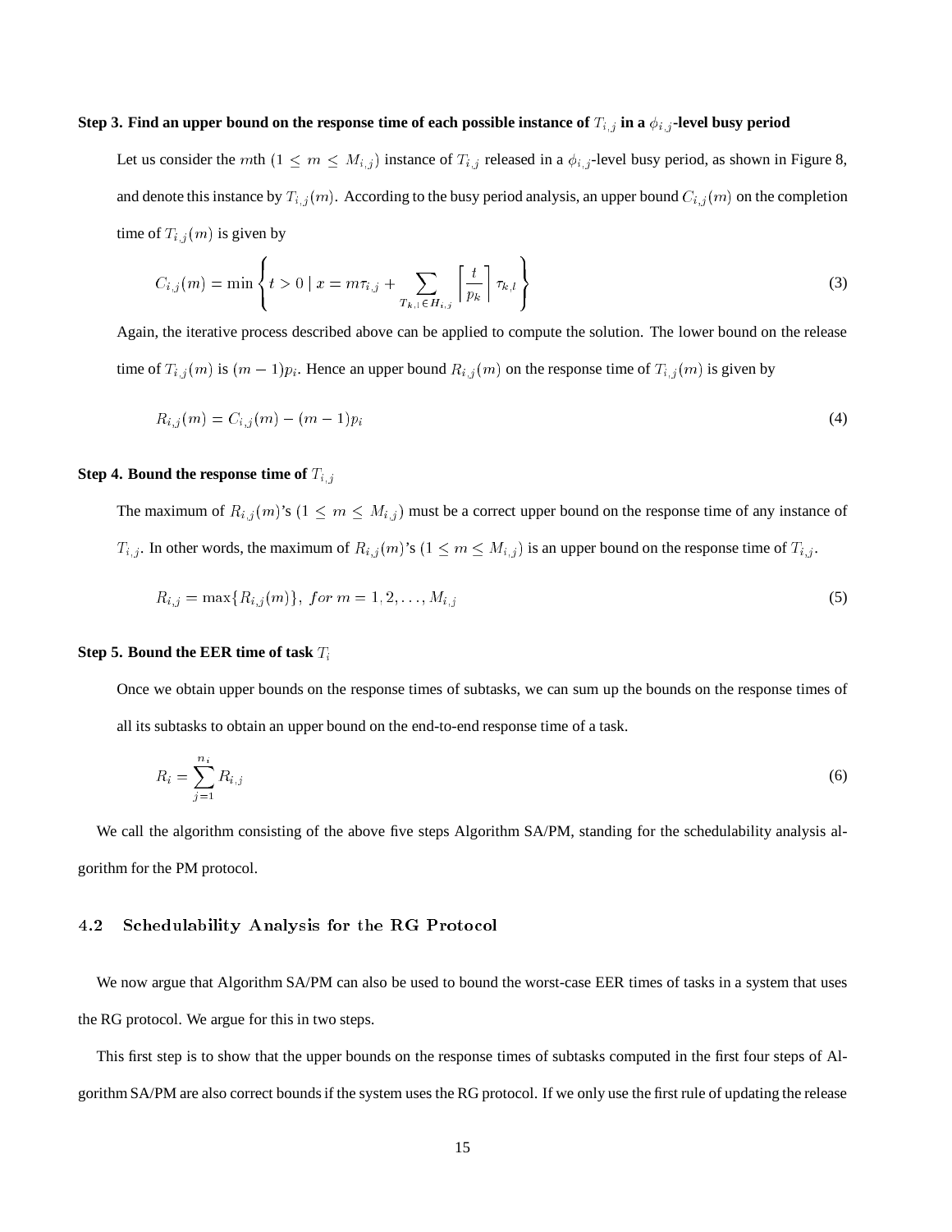**Step 3. Find an upper bound on the response time of each possible instance of $T_{i,j}$ in a $\phi_{i,j}$-level busy period**

Let us consider the $m$th ($1 \leq m \leq M_{i,j}$) instance of $T_{i,j}$ released in a $\phi_{i,j}$-level busy period, as shown in Figure 8, and denote this instance by $T_{i,j}(m)$. According to the busy period analysis, an upper bound $C_{i,j}(m)$ on the completion time of $T_{i,j}(m)$ is given by

$$C_{i,j}(m) = \min \left\{ t > 0 \mid x = m\tau_{i,j} + \sum_{T_{k,l} \in H_{i,j}} \left\lceil \frac{t}{p_k} \right\rceil \tau_{k,l} \right\} \tag{3}$$

Again, the iterative process described above can be applied to compute the solution. The lower bound on the release time of $T_{i,j}(m)$ is $(m-1)p_i$. Hence an upper bound $R_{i,j}(m)$ on the response time of $T_{i,j}(m)$ is given by

$$R_{i,j}(m) = C_{i,j}(m) - (m-1)p_i \tag{4}$$

**Step 4. Bound the response time of $T_{i,j}$**

The maximum of $R_{i,j}(m)$'s ($1 \leq m \leq M_{i,j}$) must be a correct upper bound on the response time of any instance of $T_{i,j}$. In other words, the maximum of $R_{i,j}(m)$'s ($1 \leq m \leq M_{i,j}$) is an upper bound on the response time of $T_{i,j}$.

$$R_{i,j} = \max\{R_{i,j}(m)\}, \; for \; m = 1, 2, \ldots, M_{i,j} \tag{5}$$

**Step 5. Bound the EER time of task $T_i$**

Once we obtain upper bounds on the response times of subtasks, we can sum up the bounds on the response times of all its subtasks to obtain an upper bound on the end-to-end response time of a task.

$$R_i = \sum_{j=1}^{n_i} R_{i,j} \tag{6}$$

We call the algorithm consisting of the above five steps Algorithm SA/PM, standing for the schedulability analysis algorithm for the PM protocol.

### 4.2 Schedulability Analysis for the RG Protocol

We now argue that Algorithm SA/PM can also be used to bound the worst-case EER times of tasks in a system that uses the RG protocol. We argue for this in two steps.

This first step is to show that the upper bounds on the response times of subtasks computed in the first four steps of Algorithm SA/PM are also correct bounds if the system uses the RG protocol. If we only use the first rule of updating the release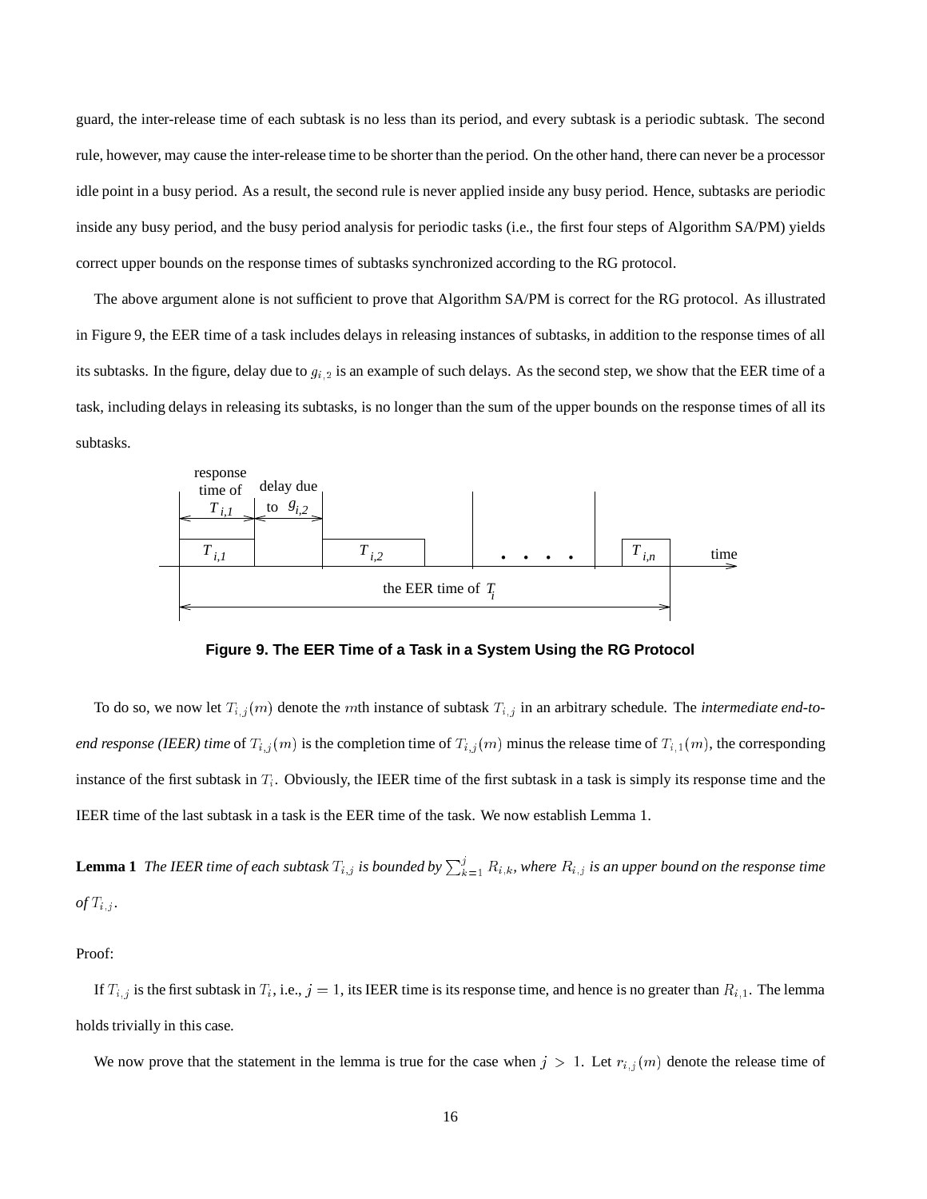guard, the inter-release time of each subtask is no less than its period, and every subtask is a periodic subtask. The second rule, however, may cause the inter-release time to be shorter than the period. On the other hand, there can never be a processor idle point in a busy period. As a result, the second rule is never applied inside any busy period. Hence, subtasks are periodic inside any busy period, and the busy period analysis for periodic tasks (i.e., the first four steps of Algorithm SA/PM) yields correct upper bounds on the response times of subtasks synchronized according to the RG protocol.

The above argument alone is not sufficient to prove that Algorithm SA/PM is correct for the RG protocol. As illustrated in Figure 9, the EER time of a task includes delays in releasing instances of subtasks, in addition to the response times of all its subtasks. In the figure, delay due to $g_{i,2}$ is an example of such delays. As the second step, we show that the EER time of a task, including delays in releasing its subtasks, is no longer than the sum of the upper bounds on the response times of all its subtasks.

response time of $T_{i,1}$

delay due to $g_{i,2}$

$T_{i,1}$

$T_{i,2}$

. . . .

$T_{i,n}$

time

the EER time of $T_i$

**Figure 9. The EER Time of a Task in a System Using the RG Protocol**

To do so, we now let $T_{i,j}(m)$ denote the $m$th instance of subtask $T_{i,j}$ in an arbitrary schedule. The *intermediate end-to-end response (IEER) time* of $T_{i,j}(m)$ is the completion time of $T_{i,j}(m)$ minus the release time of $T_{i,1}(m)$, the corresponding instance of the first subtask in $T_i$. Obviously, the IEER time of the first subtask in a task is simply its response time and the IEER time of the last subtask in a task is the EER time of the task. We now establish Lemma 1.

**Lemma 1** *The IEER time of each subtask $T_{i,j}$ is bounded by $\sum_{k=1}^{j} R_{i,k}$, where $R_{i,j}$ is an upper bound on the response time of $T_{i,j}$.*

Proof:

If $T_{i,j}$ is the first subtask in $T_i$, i.e., $j = 1$, its IEER time is its response time, and hence is no greater than $R_{i,1}$. The lemma holds trivially in this case.

We now prove that the statement in the lemma is true for the case when $j > 1$. Let $r_{i,j}(m)$ denote the release time of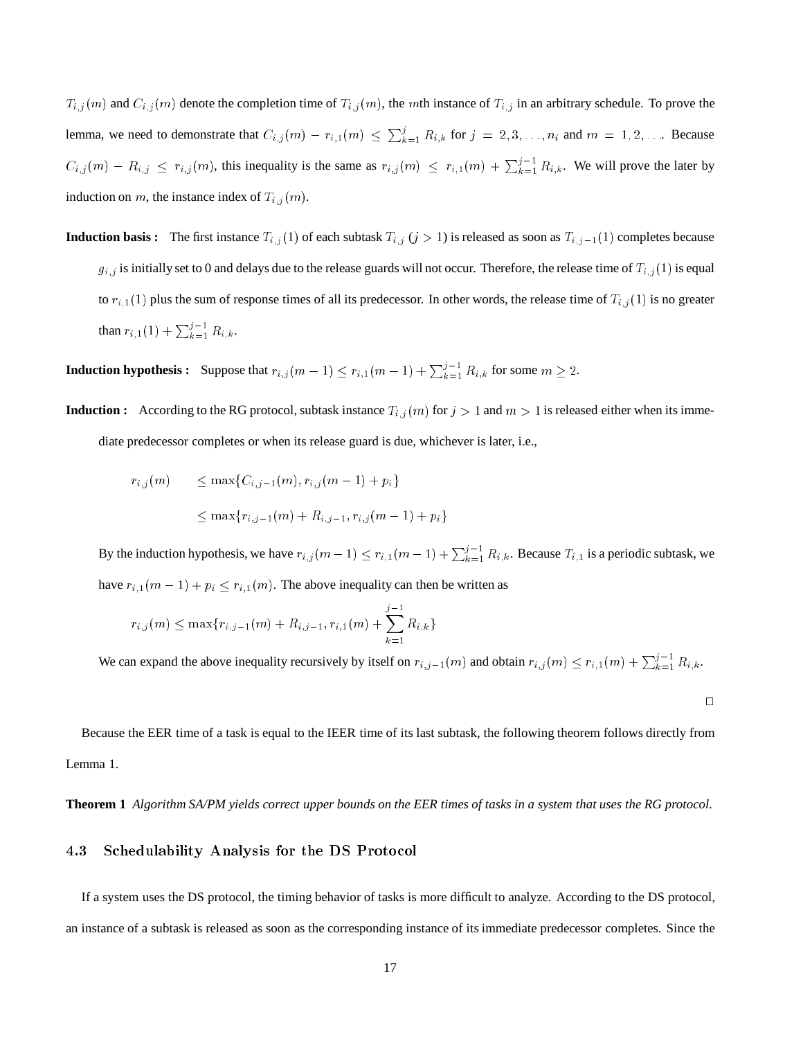$T_{i,j}(m)$ and $C_{i,j}(m)$ denote the completion time of $T_{i,j}(m)$, the $m$th instance of $T_{i,j}$ in an arbitrary schedule. To prove the lemma, we need to demonstrate that $C_{i,j}(m) - r_{i,1}(m) \leq \sum_{k=1}^{j} R_{i,k}$ for $j = 2, 3, \ldots, n_i$ and $m = 1, 2, \ldots$. Because $C_{i,j}(m) - R_{i,j} \leq r_{i,j}(m)$, this inequality is the same as $r_{i,j}(m) \leq r_{i,1}(m) + \sum_{k=1}^{j-1} R_{i,k}$. We will prove the later by induction on $m$, the instance index of $T_{i,j}(m)$.

**Induction basis :** The first instance $T_{i,j}(1)$ of each subtask $T_{i,j}$ ($j > 1$) is released as soon as $T_{i,j-1}(1)$ completes because $g_{i,j}$ is initially set to 0 and delays due to the release guards will not occur. Therefore, the release time of $T_{i,j}(1)$ is equal to $r_{i,1}(1)$ plus the sum of response times of all its predecessor. In other words, the release time of $T_{i,j}(1)$ is no greater than $r_{i,1}(1) + \sum_{k=1}^{j-1} R_{i,k}$.

**Induction hypothesis :** Suppose that $r_{i,j}(m-1) \leq r_{i,1}(m-1) + \sum_{k=1}^{j-1} R_{i,k}$ for some $m \geq 2$.

**Induction :** According to the RG protocol, subtask instance $T_{i,j}(m)$ for $j > 1$ and $m > 1$ is released either when its immediate predecessor completes or when its release guard is due, whichever is later, i.e.,

$$
\begin{aligned}
r_{i,j}(m) \quad & \leq \max\{C_{i,j-1}(m), r_{i,j}(m-1) + p_i\} \\
& \leq \max\{r_{i,j-1}(m) + R_{i,j-1}, r_{i,j}(m-1) + p_i\}
\end{aligned}
$$

By the induction hypothesis, we have $r_{i,j}(m-1) \leq r_{i,1}(m-1) + \sum_{k=1}^{j-1} R_{i,k}$. Because $T_{i,1}$ is a periodic subtask, we have $r_{i,1}(m-1) + p_i \leq r_{i,1}(m)$. The above inequality can then be written as

$$
r_{i,j}(m) \leq \max\{r_{i,j-1}(m) + R_{i,j-1}, r_{i,1}(m) + \sum_{k=1}^{j-1} R_{i,k}\}
$$

We can expand the above inequality recursively by itself on $r_{i,j-1}(m)$ and obtain $r_{i,j}(m) \leq r_{i,1}(m) + \sum_{k=1}^{j-1} R_{i,k}$.

□

Because the EER time of a task is equal to the IEER time of its last subtask, the following theorem follows directly from Lemma 1.

**Theorem 1** *Algorithm SA/PM yields correct upper bounds on the EER times of tasks in a system that uses the RG protocol.*

### 4.3 Schedulability Analysis for the DS Protocol

If a system uses the DS protocol, the timing behavior of tasks is more difficult to analyze. According to the DS protocol, an instance of a subtask is released as soon as the corresponding instance of its immediate predecessor completes. Since the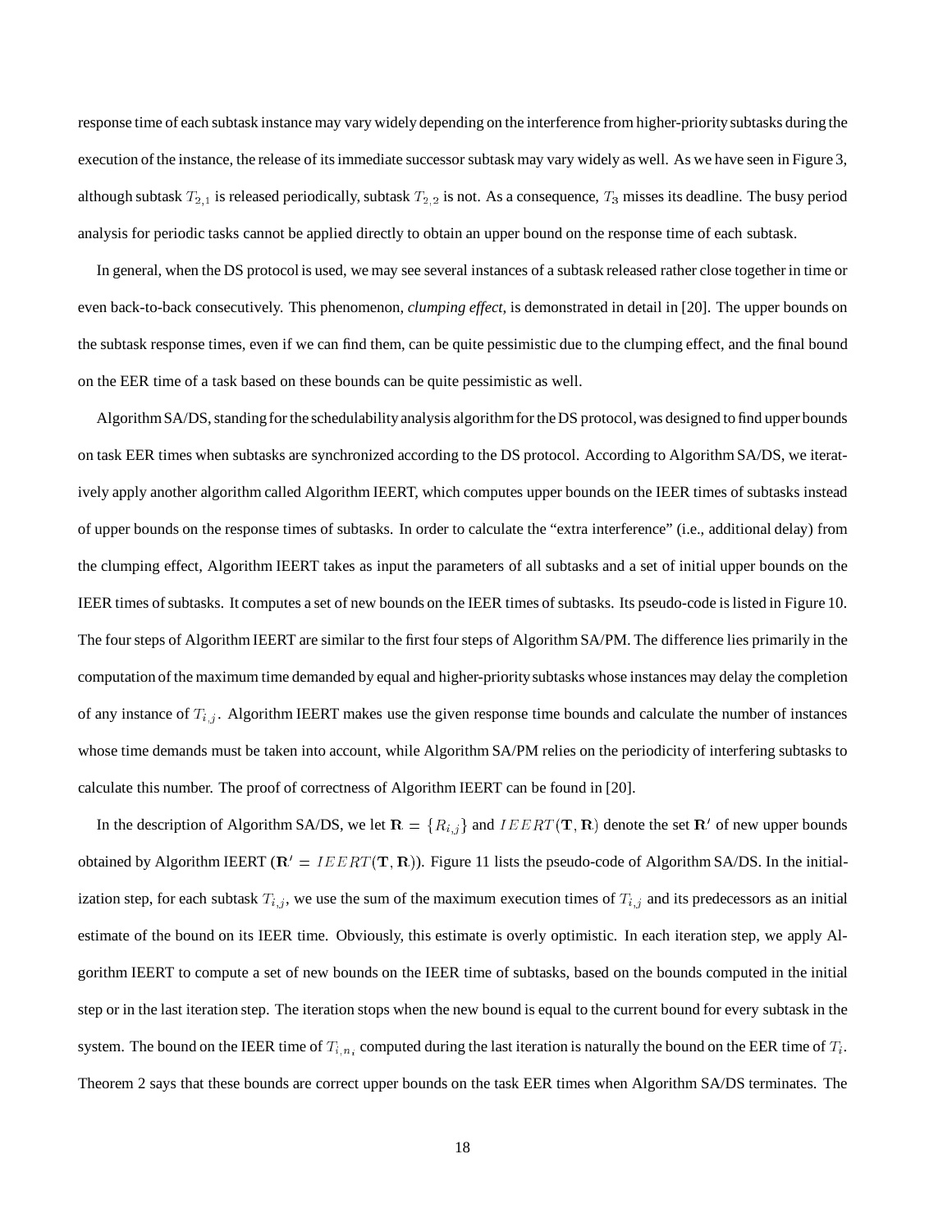response time of each subtask instance may vary widely depending on the interference from higher-priority subtasks during the execution of the instance, the release of its immediate successor subtask may vary widely as well. As we have seen in Figure 3, although subtask $T_{2,1}$ is released periodically, subtask $T_{2,2}$ is not. As a consequence, $T_3$ misses its deadline. The busy period analysis for periodic tasks cannot be applied directly to obtain an upper bound on the response time of each subtask.

In general, when the DS protocol is used, we may see several instances of a subtask released rather close together in time or even back-to-back consecutively. This phenomenon, *clumping effect*, is demonstrated in detail in [20]. The upper bounds on the subtask response times, even if we can find them, can be quite pessimistic due to the clumping effect, and the final bound on the EER time of a task based on these bounds can be quite pessimistic as well.

Algorithm SA/DS, standing for the schedulability analysis algorithm for the DS protocol, was designed to find upper bounds on task EER times when subtasks are synchronized according to the DS protocol. According to Algorithm SA/DS, we iteratively apply another algorithm called Algorithm IEERT, which computes upper bounds on the IEER times of subtasks instead of upper bounds on the response times of subtasks. In order to calculate the "extra interference" (i.e., additional delay) from the clumping effect, Algorithm IEERT takes as input the parameters of all subtasks and a set of initial upper bounds on the IEER times of subtasks. It computes a set of new bounds on the IEER times of subtasks. Its pseudo-code is listed in Figure 10. The four steps of Algorithm IEERT are similar to the first four steps of Algorithm SA/PM. The difference lies primarily in the computation of the maximum time demanded by equal and higher-priority subtasks whose instances may delay the completion of any instance of $T_{i,j}$. Algorithm IEERT make use the given response time bounds and calculate the number of instances whose time demands must be taken into account, while Algorithm SA/PM relies on the periodicity of interfering subtasks to calculate this number. The proof of correctness of Algorithm IEERT can be found in [20].

In the description of Algorithm SA/DS, we let $\mathbf{R} = \{R_{i,j}\}$ and $IEERT(\mathbf{T}, \mathbf{R})$ denote the set $\mathbf{R}'$ of new upper bounds obtained by Algorithm IEERT ($\mathbf{R}' = IEERT(\mathbf{T}, \mathbf{R})$). Figure 11 lists the pseudo-code of Algorithm SA/DS. In the initialization step, for each subtask $T_{i,j}$, we use the sum of the maximum execution times of $T_{i,j}$ and its predecessors as an initial estimate of the bound on its IEER time. Obviously, this estimate is overly optimistic. In each iteration step, we apply Algorithm IEERT to compute a set of new bounds on the IEER time of subtasks, based on the bounds computed in the initial step or in the last iteration step. The iteration stops when the new bound is equal to the current bound for every subtask in the system. The bound on the IEER time of $T_{i,n_i}$ computed during the last iteration is naturally the bound on the EER time of $T_i$. Theorem 2 says that these bounds are correct upper bounds on the task EER times when Algorithm SA/DS terminates. The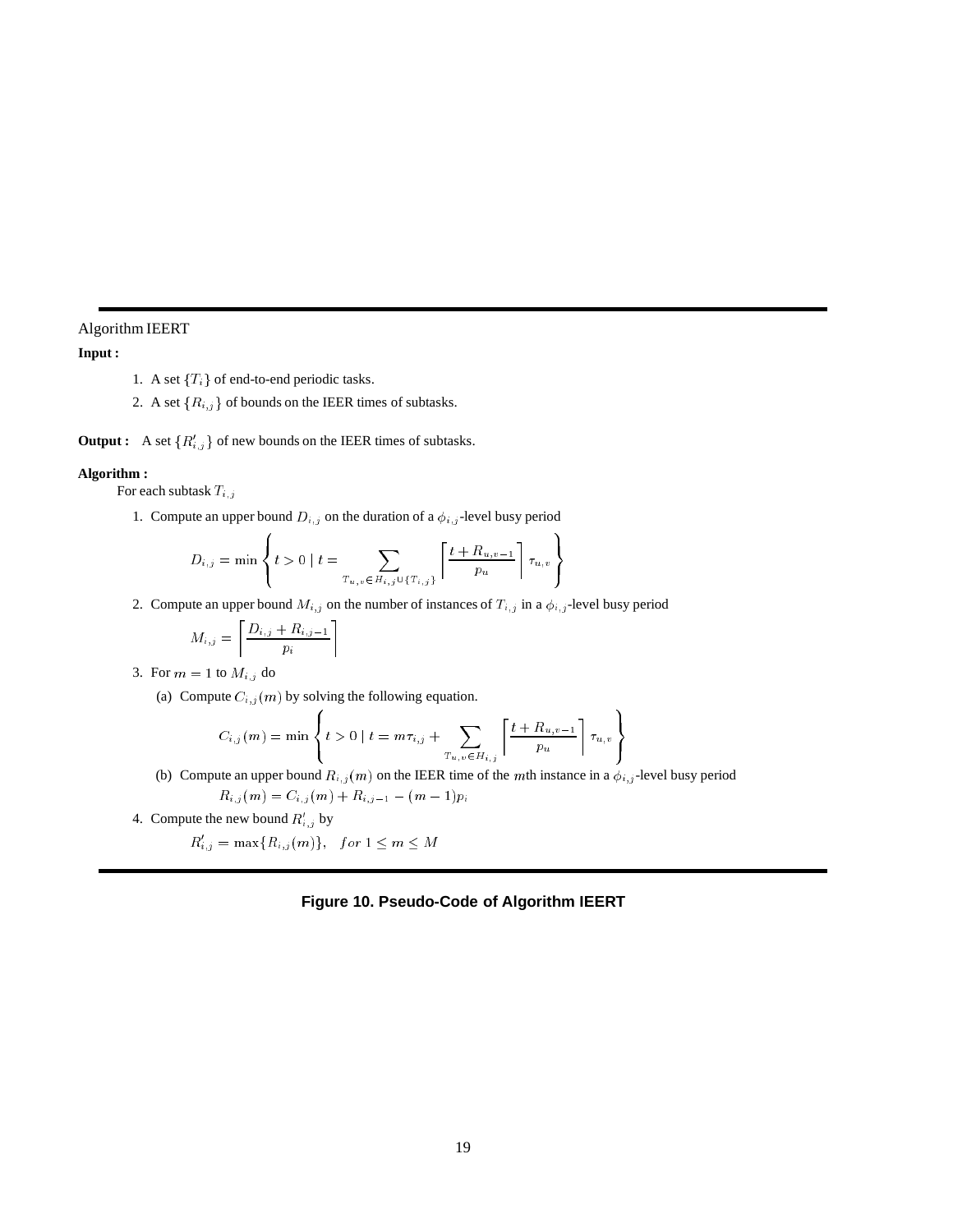Algorithm IEERT

**Input :**

1. A set $\{T_i\}$ of end-to-end periodic tasks.
2. A set $\{R_{i,j}\}$ of bounds on the IEER times of subtasks.

**Output :** A set $\{R'_{i,j}\}$ of new bounds on the IEER times of subtasks.

**Algorithm :**

For each subtask $T_{i,j}$

1. Compute an upper bound $D_{i,j}$ on the duration of a $\phi_{i,j}$-level busy period

$$D_{i,j} = \min \left\{ t > 0 \mid t = \sum_{T_{u,v} \in H_{i,j} \cup \{T_{i,j}\}} \left\lceil \frac{t + R_{u,v-1}}{p_u} \right\rceil \tau_{u,v} \right\}$$

2. Compute an upper bound $M_{i,j}$ on the number of instances of $T_{i,j}$ in a $\phi_{i,j}$-level busy period

$$M_{i,j} = \left\lceil \frac{D_{i,j} + R_{i,j-1}}{p_i} \right\rceil$$

3. For $m = 1$ to $M_{i,j}$ do

   (a) Compute $C_{i,j}(m)$ by solving the following equation.

$$C_{i,j}(m) = \min \left\{ t > 0 \mid t = m\tau_{i,j} + \sum_{T_{u,v} \in H_{i,j}} \left\lceil \frac{t + R_{u,v-1}}{p_u} \right\rceil \tau_{u,v} \right\}$$

   (b) Compute an upper bound $R_{i,j}(m)$ on the IEER time of the $m$th instance in a $\phi_{i,j}$-level busy period

$$R_{i,j}(m) = C_{i,j}(m) + R_{i,j-1} - (m-1)p_i$$

4. Compute the new bound $R'_{i,j}$ by

$$R'_{i,j} = \max\{R_{i,j}(m)\}, \quad for\ 1 \leq m \leq M$$

**Figure 10. Pseudo-Code of Algorithm IEERT**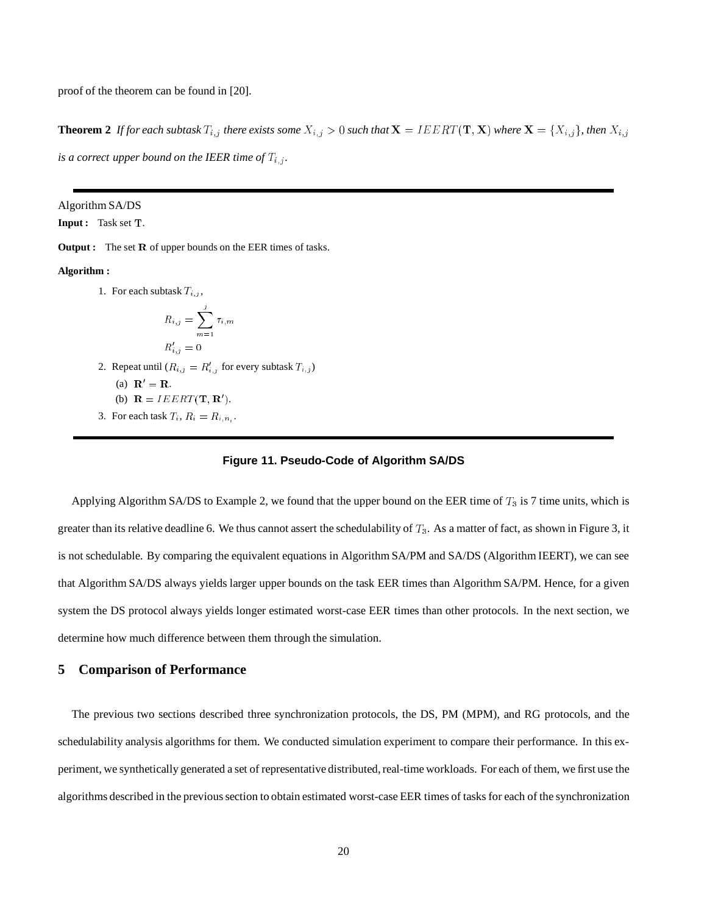proof of the theorem can be found in [20].

**Theorem 2** *If for each subtask $T_{i,j}$ there exists some $X_{i,j} > 0$ such that $\mathbf{X} = IEERT(\mathbf{T}, \mathbf{X})$ where $\mathbf{X} = \{X_{i,j}\}$, then $X_{i,j}$ is a correct upper bound on the IEER time of $T_{i,j}$.*

---

Algorithm SA/DS

**Input :** Task set $\mathbf{T}$.

**Output :** The set $\mathbf{R}$ of upper bounds on the EER times of tasks.

**Algorithm :**

1. For each subtask $T_{i,j}$,

$$R_{i,j} = \sum_{m=1}^{j} \tau_{i,m}$$

$$R'_{i,j} = 0$$

2. Repeat until ($R_{i,j} = R'_{i,j}$ for every subtask $T_{i,j}$)
   (a) $\mathbf{R}' = \mathbf{R}$.
   (b) $\mathbf{R} = IEERT(\mathbf{T}, \mathbf{R}')$.
3. For each task $T_i$, $R_i = R_{i,n_i}$.

---

**Figure 11. Pseudo-Code of Algorithm SA/DS**

Applying Algorithm SA/DS to Example 2, we found that the upper bound on the EER time of $T_3$ is 7 time units, which is greater than its relative deadline 6. We thus cannot assert the schedulability of $T_3$. As a matter of fact, as shown in Figure 3, it is not schedulable. By comparing the equivalent equations in Algorithm SA/PM and SA/DS (Algorithm IEERT), we can see that Algorithm SA/DS always yields larger upper bounds on the task EER times than Algorithm SA/PM. Hence, for a given system the DS protocol always yields longer estimated worst-case EER times than other protocols. In the next section, we determine how much difference between them through the simulation.

## 5 Comparison of Performance

The previous two sections described three synchronization protocols, the DS, PM (MPM), and RG protocols, and the schedulability analysis algorithms for them. We conducted simulation experiment to compare their performance. In this experiment, we synthetically generated a set of representative distributed, real-time workloads. For each of them, we first use the algorithms described in the previous section to obtain estimated worst-case EER times of tasks for each of the synchronization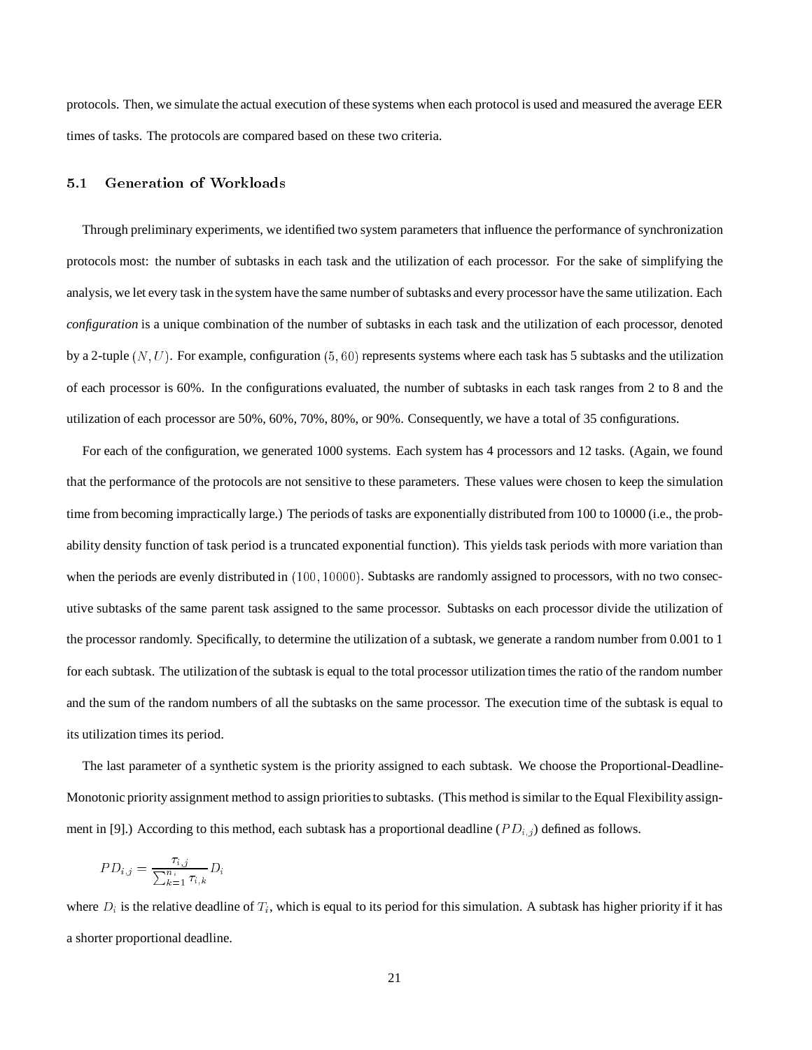protocols. Then, we simulate the actual execution of these systems when each protocol is used and measured the average EER times of tasks. The protocols are compared based on these two criteria.

### 5.1 Generation of Workloads

Through preliminary experiments, we identified two system parameters that influence the performance of synchronization protocols most: the number of subtasks in each task and the utilization of each processor. For the sake of simplifying the analysis, we let every task in the system have the same number of subtasks and every processor have the same utilization. Each *configuration* is a unique combination of the number of subtasks in each task and the utilization of each processor, denoted by a 2-tuple $(N, U)$. For example, configuration $(5, 60)$ represents systems where each task has 5 subtasks and the utilization of each processor is 60%. In the configurations evaluated, the number of subtasks in each task ranges from 2 to 8 and the utilization of each processor are 50%, 60%, 70%, 80%, or 90%. Consequently, we have a total of 35 configurations.

For each of the configuration, we generated 1000 systems. Each system has 4 processors and 12 tasks. (Again, we found that the performance of the protocols are not sensitive to these parameters. These values were chosen to keep the simulation time from becoming impractically large.) The periods of tasks are exponentially distributed from 100 to 10000 (i.e., the probability density function of task period is a truncated exponential function). This yields task periods with more variation than when the periods are evenly distributed in $(100, 10000)$. Subtasks are randomly assigned to processors, with no two consecutive subtasks of the same parent task assigned to the same processor. Subtasks on each processor divide the utilization of the processor randomly. Specifically, to determine the utilization of a subtask, we generate a random number from 0.001 to 1 for each subtask. The utilization of the subtask is equal to the total processor utilization times the ratio of the random number and the sum of the random numbers of all the subtasks on the same processor. The execution time of the subtask is equal to its utilization times its period.

The last parameter of a synthetic system is the priority assigned to each subtask. We choose the Proportional-Deadline-Monotonic priority assignment method to assign priorities to subtasks. (This method is similar to the Equal Flexibility assignment in [9].) According to this method, each subtask has a proportional deadline ($PD_{i,j}$) defined as follows.

$$PD_{i,j} = \frac{\tau_{i,j}}{\sum_{k=1}^{n_i} \tau_{i,k}} D_i$$

where $D_i$ is the relative deadline of $T_i$, which is equal to its period for this simulation. A subtask has higher priority if it has a shorter proportional deadline.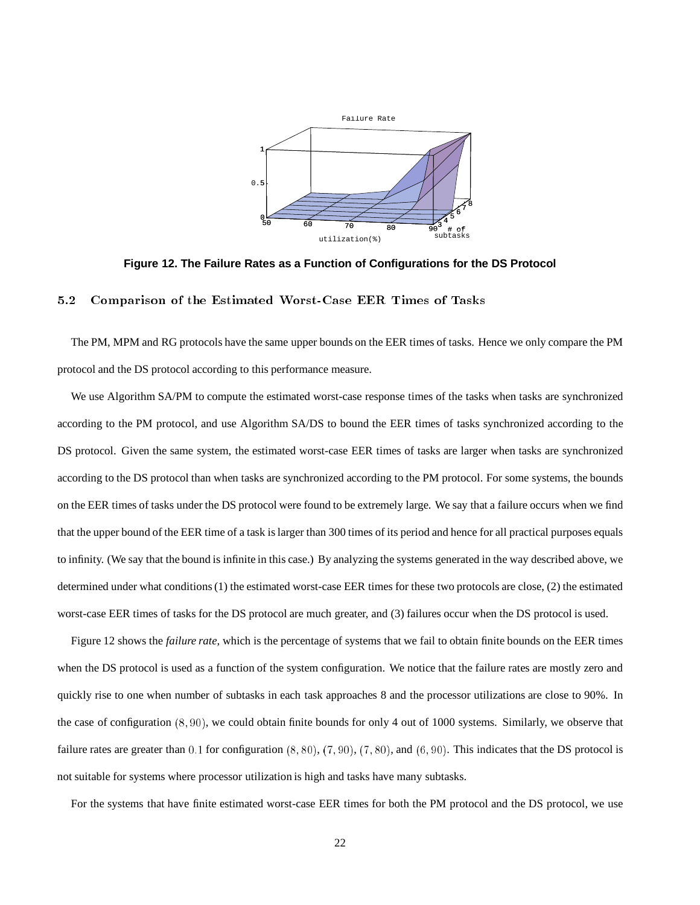Failure Rate

1

0.5

0

50 60 70 80 90

utilization(%)

3 4 5 6 7 8

# of subtasks

**Figure 12. The Failure Rates as a Function of Configurations for the DS Protocol**

### 5.2 Comparison of the Estimated Worst-Case EER Times of Tasks

The PM, MPM and RG protocols have the same upper bounds on the EER times of tasks. Hence we only compare the PM protocol and the DS protocol according to this performance measure.

We use Algorithm SA/PM to compute the estimated worst-case response times of the tasks when tasks are synchronized according to the PM protocol, and use Algorithm SA/DS to bound the EER times of tasks synchronized according to the DS protocol. Given the same system, the estimated worst-case EER times of tasks are larger when tasks are synchronized according to the DS protocol than when tasks are synchronized according to the PM protocol. For some systems, the bounds on the EER times of tasks under the DS protocol were found to be extremely large. We say that a failure occurs when we find that the upper bound of the EER time of a task is larger than 300 times of its period and hence for all practical purposes equals to infinity. (We say that the bound is infinite in this case.) By analyzing the systems generated in the way described above, we determined under what conditions (1) the estimated worst-case EER times for these two protocols are close, (2) the estimated worst-case EER times of tasks for the DS protocol are much greater, and (3) failures occur when the DS protocol is used.

Figure 12 shows the *failure rate*, which is the percentage of systems that we fail to obtain finite bounds on the EER times when the DS protocol is used as a function of the system configuration. We notice that the failure rates are mostly zero and quickly rise to one when number of subtasks in each task approaches 8 and the processor utilizations are close to 90%. In the case of configuration $(8, 90)$, we could obtain finite bounds for only 4 out of 1000 systems. Similarly, we observe that failure rates are greater than $0.1$ for configuration $(8, 80)$, $(7, 90)$, $(7, 80)$, and $(6, 90)$. This indicates that the DS protocol is not suitable for systems where processor utilization is high and tasks have many subtasks.

For the systems that have finite estimated worst-case EER times for both the PM protocol and the DS protocol, we use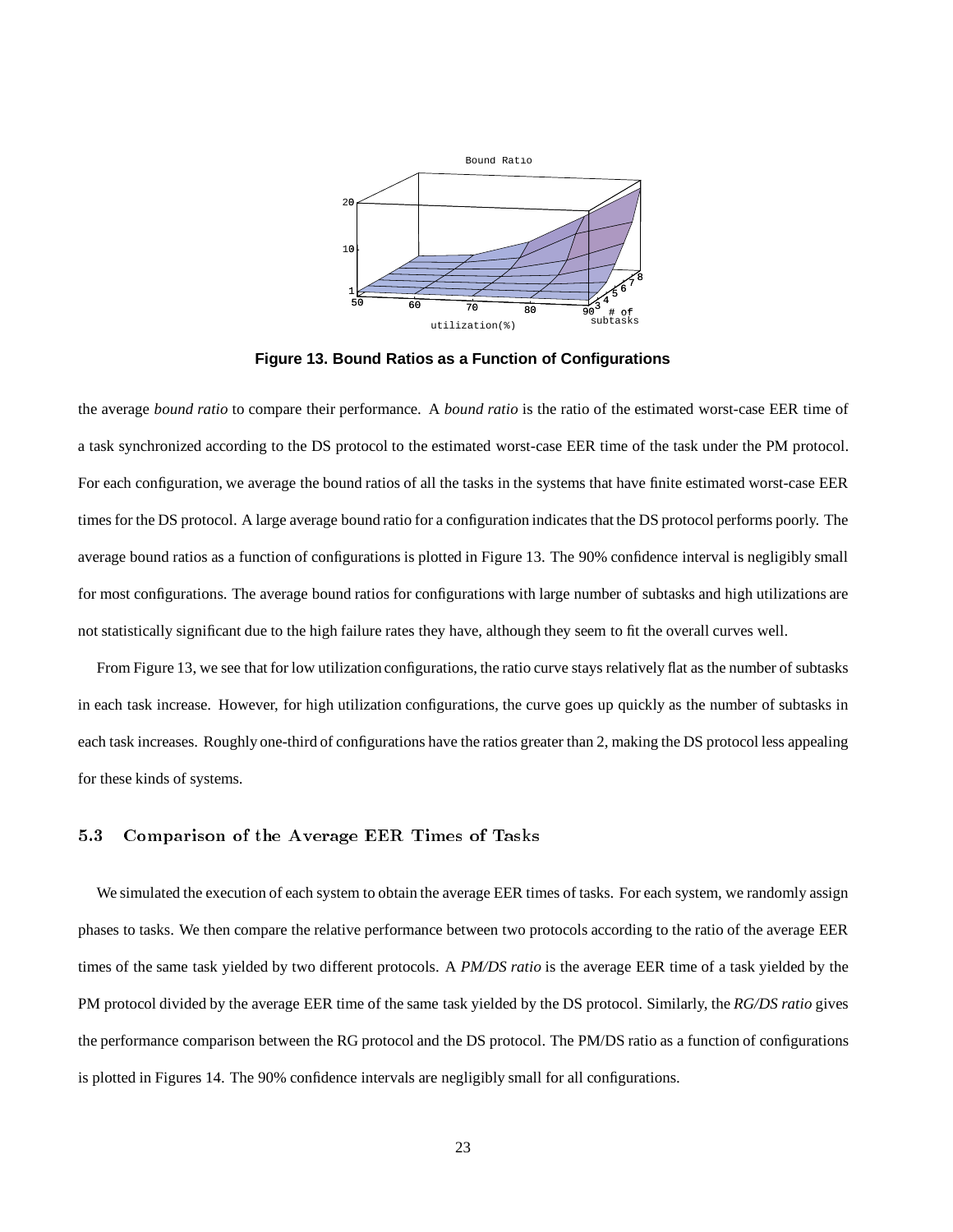Bound Ratio

20

10

1

50 60 70 80 90

utilization(%)

3 4 5 6 7 8

# of subtasks

**Figure 13. Bound Ratios as a Function of Configurations**

the average *bound ratio* to compare their performance. A *bound ratio* is the ratio of the estimated worst-case EER time of a task synchronized according to the DS protocol to the estimated worst-case EER time of the task under the PM protocol. For each configuration, we average the bound ratios of all the tasks in the systems that have finite estimated worst-case EER times for the DS protocol. A large average bound ratio for a configuration indicates that the DS protocol performs poorly. The average bound ratios as a function of configurations is plotted in Figure 13. The 90% confidence interval is negligibly small for most configurations. The average bound ratios for configurations with large number of subtasks and high utilizations are not statistically significant due to the high failure rates they have, although they seem to fit the overall curves well.

From Figure 13, we see that for low utilization configurations, the ratio curve stays relatively flat as the number of subtasks in each task increase. However, for high utilization configurations, the curve goes up quickly as the number of subtasks in each task increases. Roughly one-third of configurations have the ratios greater than 2, making the DS protocol less appealing for these kinds of systems.

### 5.3 Comparison of the Average EER Times of Tasks

We simulated the execution of each system to obtain the average EER times of tasks. For each system, we randomly assign phases to tasks. We then compare the relative performance between two protocols according to the ratio of the average EER times of the same task yielded by two different protocols. A *PM/DS ratio* is the average EER time of a task yielded by the PM protocol divided by the average EER time of the same task yielded by the DS protocol. Similarly, the *RG/DS ratio* gives the performance comparison between the RG protocol and the DS protocol. The PM/DS ratio as a function of configurations is plotted in Figures 14. The 90% confidence intervals are negligibly small for all configurations.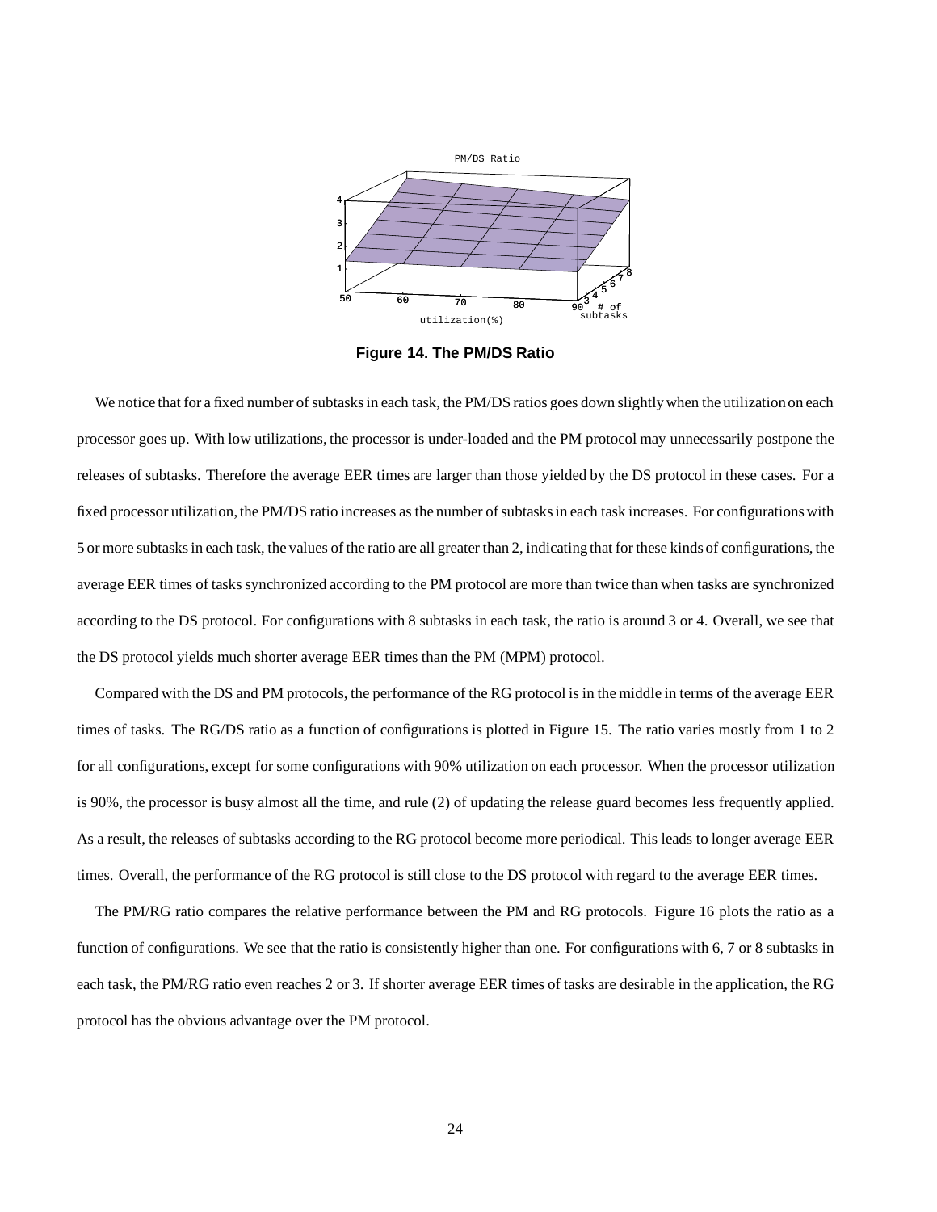PM/DS Ratio

4
3
2
1

50 60 70 80 90

utilization(%)

3 4 5 6 7 8

# of subtasks

**Figure 14. The PM/DS Ratio**

We notice that for a fixed number of subtasks in each task, the PM/DS ratios goes down slightly when the utilization on each processor goes up. With low utilizations, the processor is under-loaded and the PM protocol may unnecessarily postpone the releases of subtasks. Therefore the average EER times are larger than those yielded by the DS protocol in these cases. For a fixed processor utilization, the PM/DS ratio increases as the number of subtasks in each task increases. For configurations with 5 or more subtasks in each task, the values of the ratio are all greater than 2, indicating that for these kinds of configurations, the average EER times of tasks synchronized according to the PM protocol are more than twice than when tasks are synchronized according to the DS protocol. For configurations with 8 subtasks in each task, the ratio is around 3 or 4. Overall, we see that the DS protocol yields much shorter average EER times than the PM (MPM) protocol.

Compared with the DS and PM protocols, the performance of the RG protocol is in the middle in terms of the average EER times of tasks. The RG/DS ratio as a function of configurations is plotted in Figure 15. The ratio varies mostly from 1 to 2 for all configurations, except for some configurations with 90% utilization on each processor. When the processor utilization is 90%, the processor is busy almost all the time, and rule (2) of updating the release guard becomes less frequently applied. As a result, the releases of subtasks according to the RG protocol become more periodical. This leads to longer average EER times. Overall, the performance of the RG protocol is still close to the DS protocol with regard to the average EER times.

The PM/RG ratio compares the relative performance between the PM and RG protocols. Figure 16 plots the ratio as a function of configurations. We see that the ratio is consistently higher than one. For configurations with 6, 7 or 8 subtasks in each task, the PM/RG ratio even reaches 2 or 3. If shorter average EER times of tasks are desirable in the application, the RG protocol has the obvious advantage over the PM protocol.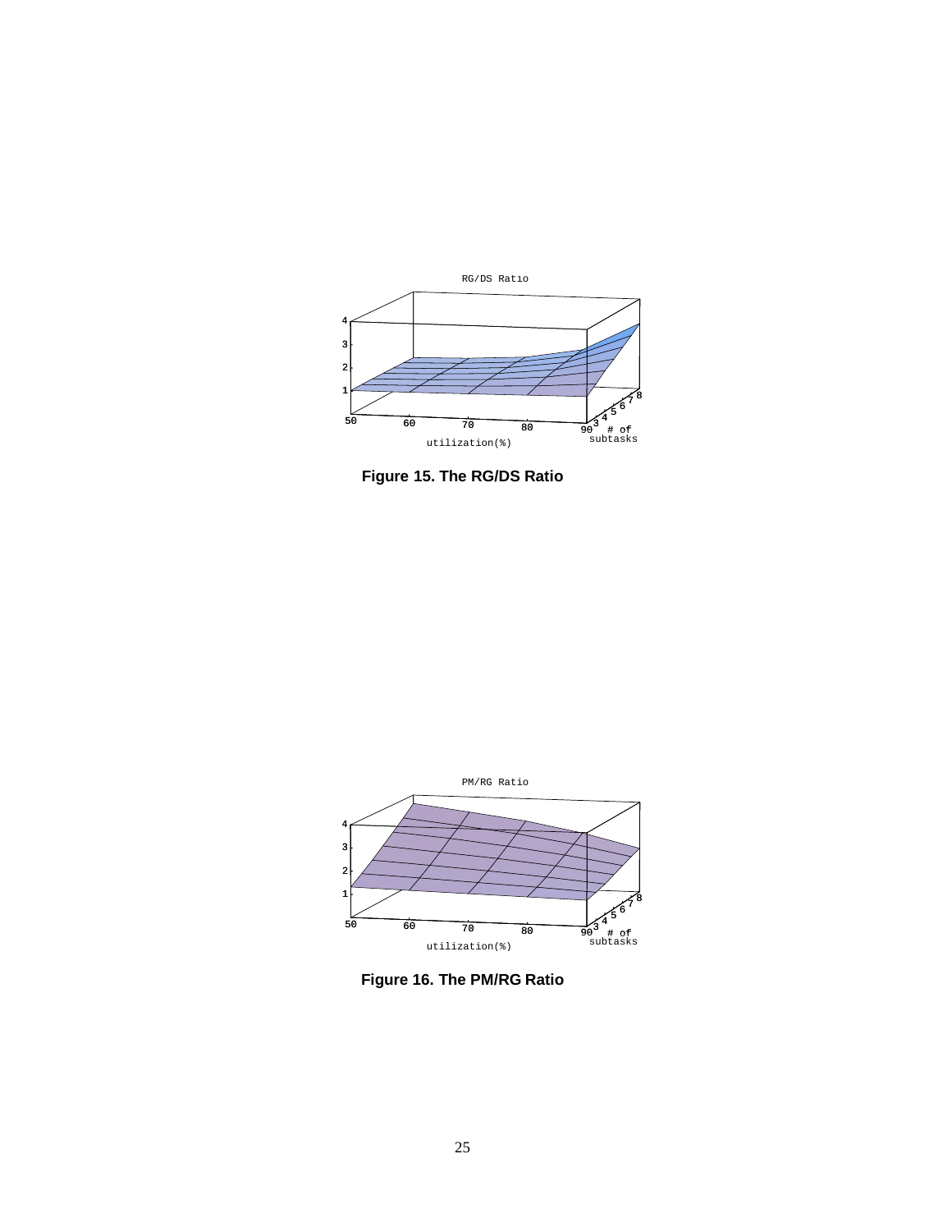RG/DS Ratio

4
3
2
1

50 60 70 80 90
utilization(%)

3 4 5 6 7 8
# of subtasks

**Figure 15. The RG/DS Ratio**

PM/RG Ratio

4
3
2
1

50 60 70 80 90
utilization(%)

3 4 5 6 7 8
# of subtasks

**Figure 16. The PM/RG Ratio**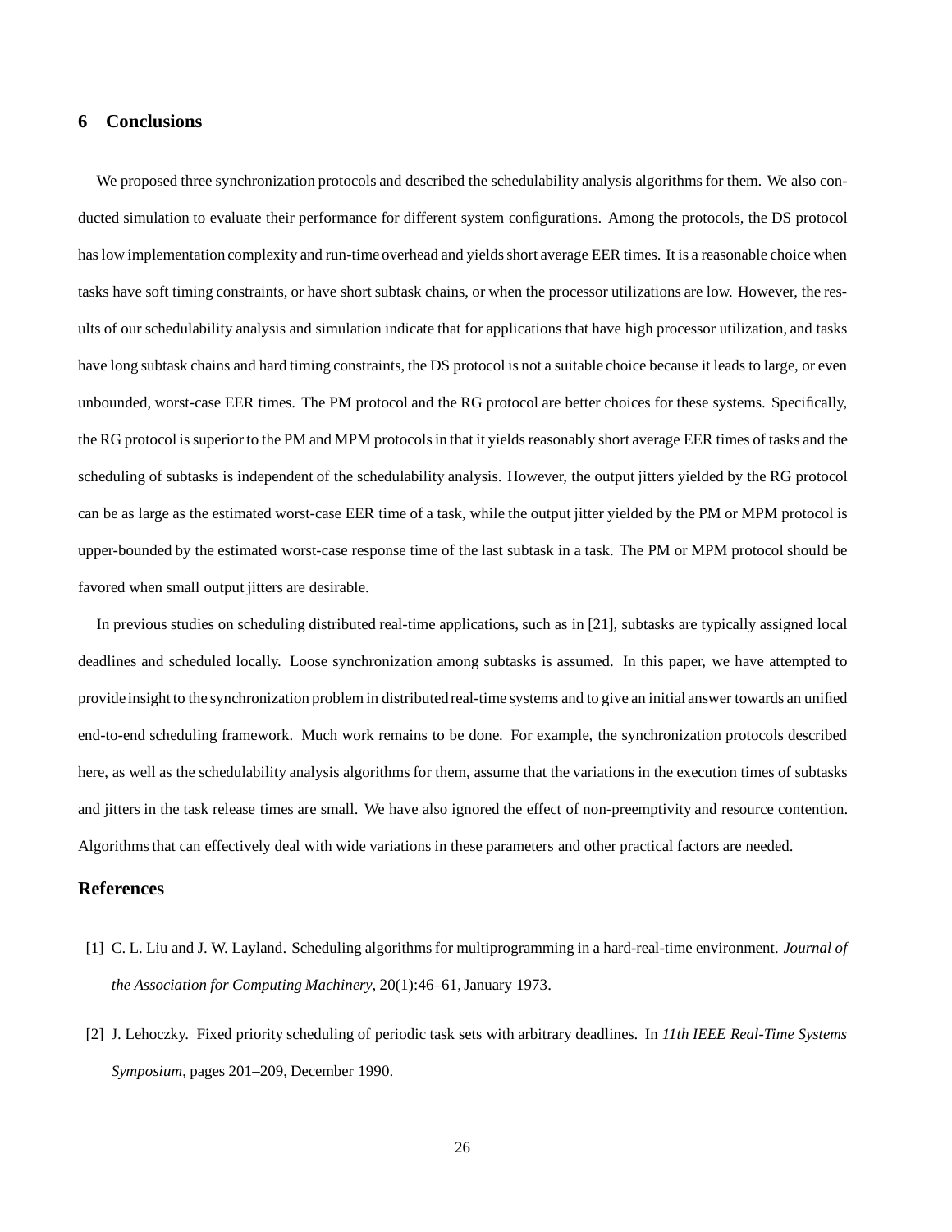## 6 Conclusions

We proposed three synchronization protocols and described the schedulability analysis algorithms for them. We also conducted simulation to evaluate their performance for different system configurations. Among the protocols, the DS protocol has low implementation complexity and run-time overhead and yields short average EER times. It is a reasonable choice when tasks have soft timing constraints, or have short subtask chains, or when the processor utilizations are low. However, the results of our schedulability analysis and simulation indicate that for applications that have high processor utilization, and tasks have long subtask chains and hard timing constraints, the DS protocol is not a suitable choice because it leads to large, or even unbounded, worst-case EER times. The PM protocol and the RG protocol are better choices for these systems. Specifically, the RG protocol is superior to the PM and MPM protocols in that it yields reasonably short average EER times of tasks and the scheduling of subtasks is independent of the schedulability analysis. However, the output jitters yielded by the RG protocol can be as large as the estimated worst-case EER time of a task, while the output jitter yielded by the PM or MPM protocol is upper-bounded by the estimated worst-case response time of the last subtask in a task. The PM or MPM protocol should be favored when small output jitters are desirable.

In previous studies on scheduling distributed real-time applications, such as in [21], subtasks are typically assigned local deadlines and scheduled locally. Loose synchronization among subtasks is assumed. In this paper, we have attempted to provide insight to the synchronization problem in distributed real-time systems and to give an initial answer towards an unified end-to-end scheduling framework. Much work remains to be done. For example, the synchronization protocols described here, as well as the schedulability analysis algorithms for them, assume that the variations in the execution times of subtasks and jitters in the task release times are small. We have also ignored the effect of non-preemptivity and resource contention. Algorithms that can effectively deal with wide variations in these parameters and other practical factors are needed.

## References

[1] C. L. Liu and J. W. Layland. Scheduling algorithms for multiprogramming in a hard-real-time environment. *Journal of the Association for Computing Machinery*, 20(1):46–61, January 1973.

[2] J. Lehoczky. Fixed priority scheduling of periodic task sets with arbitrary deadlines. In *11th IEEE Real-Time Systems Symposium*, pages 201–209, December 1990.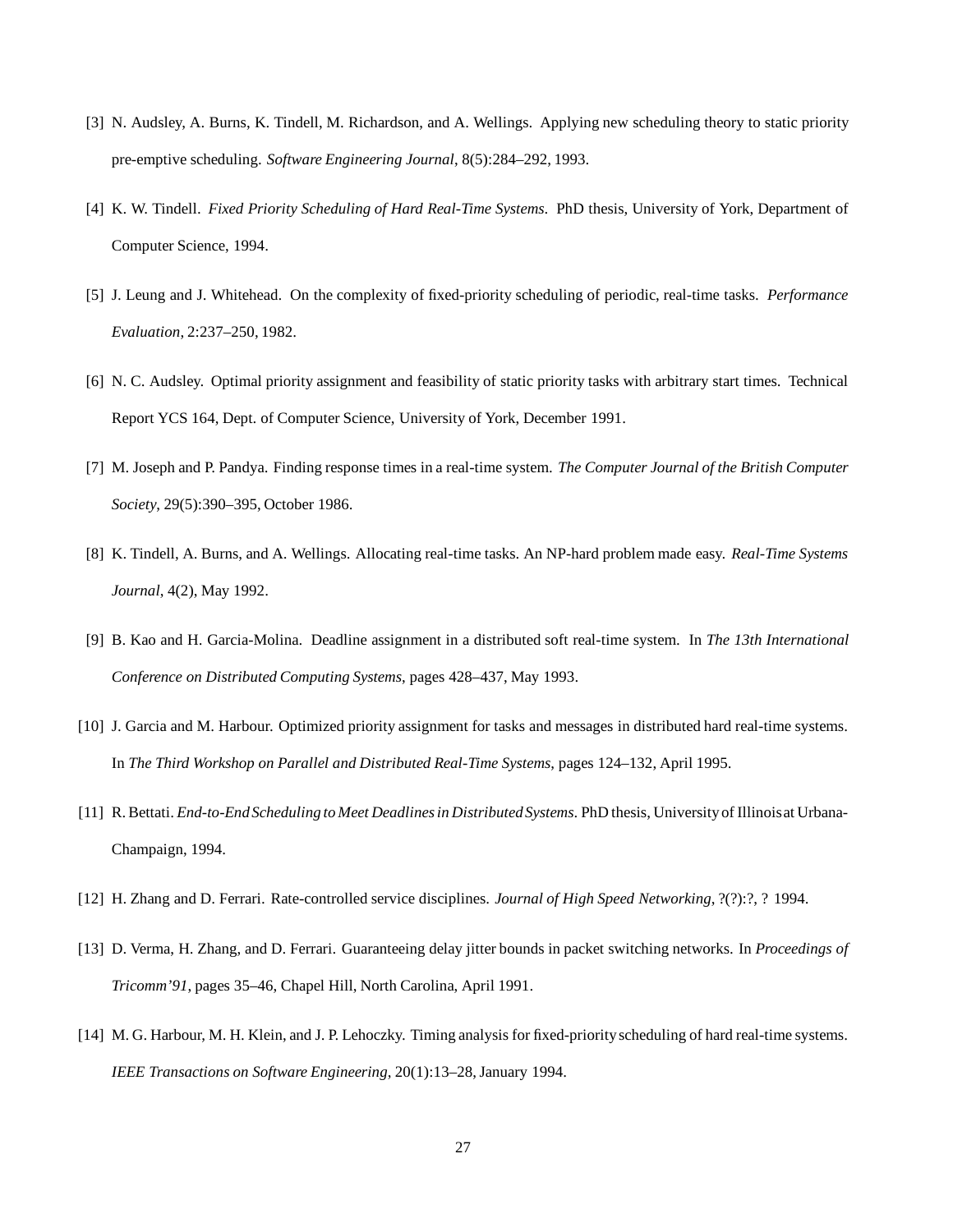[3] N. Audsley, A. Burns, K. Tindell, M. Richardson, and A. Wellings. Applying new scheduling theory to static priority pre-emptive scheduling. *Software Engineering Journal*, 8(5):284–292, 1993.

[4] K. W. Tindell. *Fixed Priority Scheduling of Hard Real-Time Systems*. PhD thesis, University of York, Department of Computer Science, 1994.

[5] J. Leung and J. Whitehead. On the complexity of fixed-priority scheduling of periodic, real-time tasks. *Performance Evaluation*, 2:237–250, 1982.

[6] N. C. Audsley. Optimal priority assignment and feasibility of static priority tasks with arbitrary start times. Technical Report YCS 164, Dept. of Computer Science, University of York, December 1991.

[7] M. Joseph and P. Pandya. Finding response times in a real-time system. *The Computer Journal of the British Computer Society*, 29(5):390–395, October 1986.

[8] K. Tindell, A. Burns, and A. Wellings. Allocating real-time tasks. An NP-hard problem made easy. *Real-Time Systems Journal*, 4(2), May 1992.

[9] B. Kao and H. Garcia-Molina. Deadline assignment in a distributed soft real-time system. In *The 13th International Conference on Distributed Computing Systems*, pages 428–437, May 1993.

[10] J. Garcia and M. Harbour. Optimized priority assignment for tasks and messages in distributed hard real-time systems. In *The Third Workshop on Parallel and Distributed Real-Time Systems*, pages 124–132, April 1995.

[11] R. Bettati. *End-to-End Scheduling to Meet Deadlines in Distributed Systems*. PhD thesis, University of Illinois at Urbana-Champaign, 1994.

[12] H. Zhang and D. Ferrari. Rate-controlled service disciplines. *Journal of High Speed Networking*, ?(?):?, ? 1994.

[13] D. Verma, H. Zhang, and D. Ferrari. Guaranteeing delay jitter bounds in packet switching networks. In *Proceedings of Tricomm'91*, pages 35–46, Chapel Hill, North Carolina, April 1991.

[14] M. G. Harbour, M. H. Klein, and J. P. Lehoczky. Timing analysis for fixed-priority scheduling of hard real-time systems. *IEEE Transactions on Software Engineering*, 20(1):13–28, January 1994.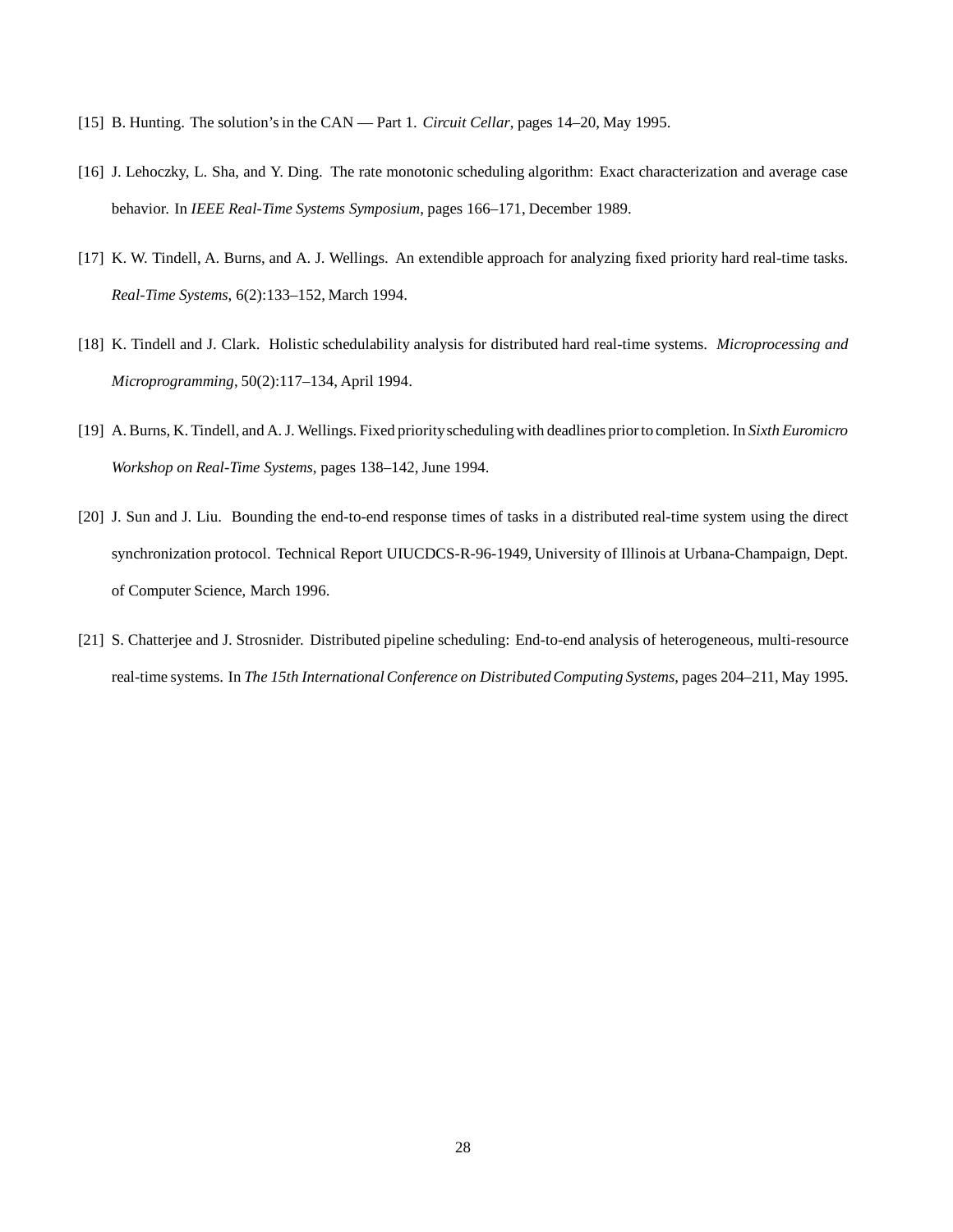[15] B. Hunting. The solution's in the CAN — Part 1. *Circuit Cellar*, pages 14–20, May 1995.

[16] J. Lehoczky, L. Sha, and Y. Ding. The rate monotonic scheduling algorithm: Exact characterization and average case behavior. In *IEEE Real-Time Systems Symposium*, pages 166–171, December 1989.

[17] K. W. Tindell, A. Burns, and A. J. Wellings. An extendible approach for analyzing fixed priority hard real-time tasks. *Real-Time Systems*, 6(2):133–152, March 1994.

[18] K. Tindell and J. Clark. Holistic schedulability analysis for distributed hard real-time systems. *Microprocessing and Microprogramming*, 50(2):117–134, April 1994.

[19] A. Burns, K. Tindell, and A. J. Wellings. Fixed priority scheduling with deadlines prior to completion. In *Sixth Euromicro Workshop on Real-Time Systems*, pages 138–142, June 1994.

[20] J. Sun and J. Liu. Bounding the end-to-end response times of tasks in a distributed real-time system using the direct synchronization protocol. Technical Report UIUCDCS-R-96-1949, University of Illinois at Urbana-Champaign, Dept. of Computer Science, March 1996.

[21] S. Chatterjee and J. Strosnider. Distributed pipeline scheduling: End-to-end analysis of heterogeneous, multi-resource real-time systems. In *The 15th International Conference on Distributed Computing Systems*, pages 204–211, May 1995.